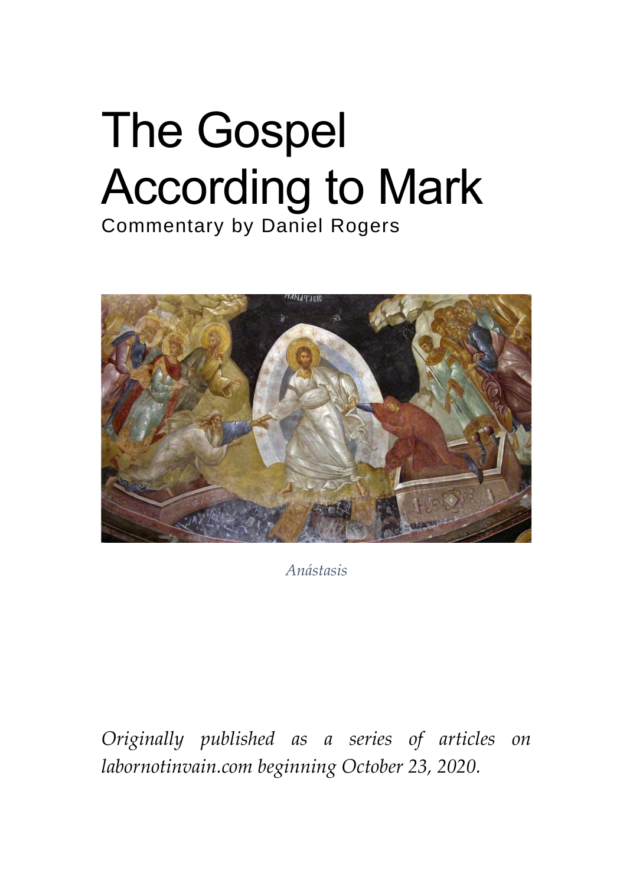# The Gospel According to Mark

Commentary by Daniel Rogers

*Anástasis*

*Originally published as a series of articles on labornotinvain.com beginning October 23, 2020.*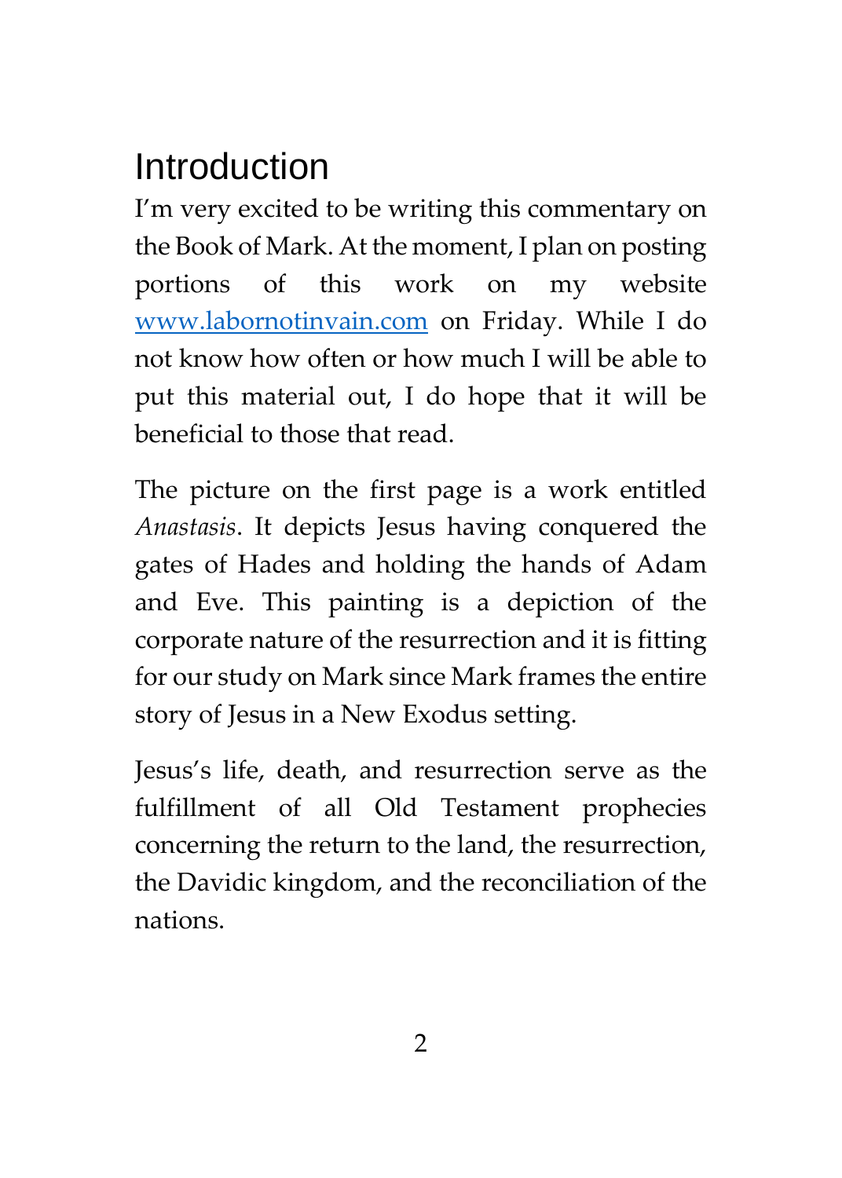# Introduction

I'm very excited to be writing this commentary on the Book of Mark. At the moment, I plan on posting portions of this work on my website [www.labornotinvain.com](http://www.labornotinvain.com) on Friday. While I do not know how often or how much I will be able to put this material out, I do hope that it will be beneficial to those that read.

The picture on the first page is a work entitled *Anastasis*. It depicts Jesus having conquered the gates of Hades and holding the hands of Adam and Eve. This painting is a depiction of the corporate nature of the resurrection and it is fitting for our study on Mark since Mark frames the entire story of Jesus in a New Exodus setting.

Jesus's life, death, and resurrection serve as the fulfillment of all Old Testament prophecies concerning the return to the land, the resurrection, the Davidic kingdom, and the reconciliation of the nations.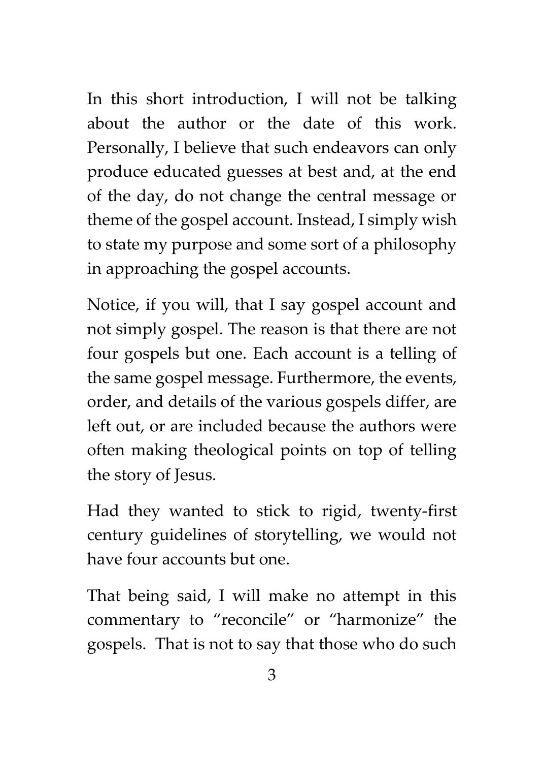In this short introduction, I will not be talking about the author or the date of this work. Personally, I believe that such endeavors can only produce educated guesses at best and, at the end of the day, do not change the central message or theme of the gospel account. Instead, I simply wish to state my purpose and some sort of a philosophy in approaching the gospel accounts.

Notice, if you will, that I say gospel account and not simply gospel. The reason is that there are not four gospels but one. Each account is a telling of the same gospel message. Furthermore, the events, order, and details of the various gospels differ, are left out, or are included because the authors were often making theological points on top of telling the story of Jesus.

Had they wanted to stick to rigid, twenty-first century guidelines of storytelling, we would not have four accounts but one.

That being said, I will make no attempt in this commentary to "reconcile" or "harmonize" the gospels. That is not to say that those who do such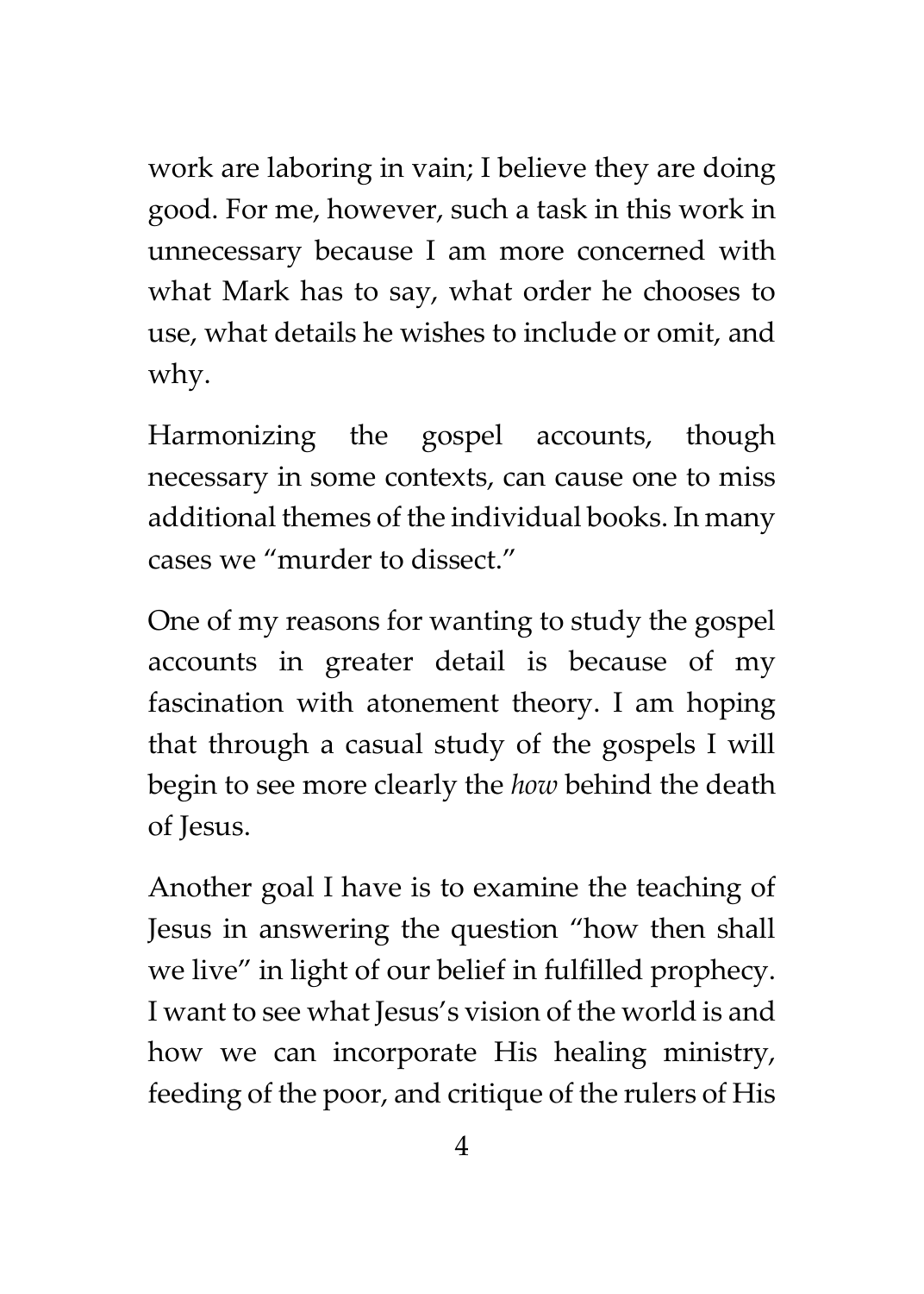work are laboring in vain; I believe they are doing good. For me, however, such a task in this work in unnecessary because I am more concerned with what Mark has to say, what order he chooses to use, what details he wishes to include or omit, and why.

Harmonizing the gospel accounts, though necessary in some contexts, can cause one to miss additional themes of the individual books. In many cases we "murder to dissect."

One of my reasons for wanting to study the gospel accounts in greater detail is because of my fascination with atonement theory. I am hoping that through a casual study of the gospels I will begin to see more clearly the *how* behind the death of Jesus.

Another goal I have is to examine the teaching of Jesus in answering the question "how then shall we live" in light of our belief in fulfilled prophecy. I want to see what Jesus's vision of the world is and how we can incorporate His healing ministry, feeding of the poor, and critique of the rulers of His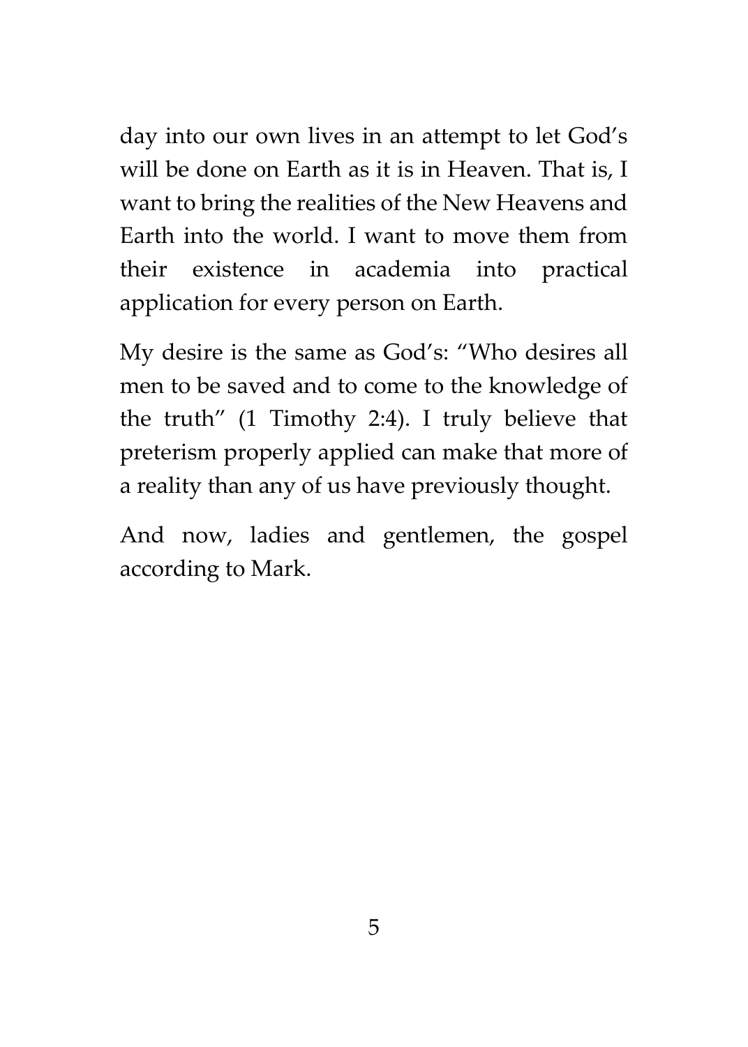day into our own lives in an attempt to let God's will be done on Earth as it is in Heaven. That is, I want to bring the realities of the New Heavens and Earth into the world. I want to move them from their existence in academia into practical application for every person on Earth.

My desire is the same as God's: "Who desires all men to be saved and to come to the knowledge of the truth" (1 Timothy 2:4). I truly believe that preterism properly applied can make that more of a reality than any of us have previously thought.

And now, ladies and gentlemen, the gospel according to Mark.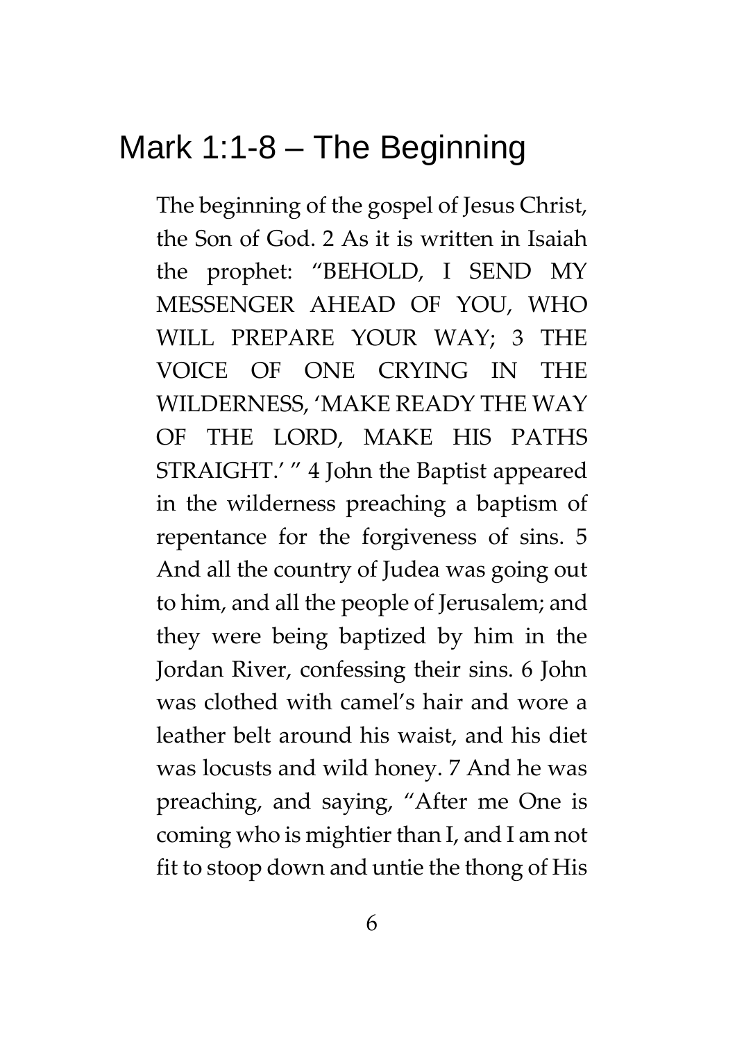# Mark 1:1-8 – The Beginning

The beginning of the gospel of Jesus Christ, the Son of God. 2 As it is written in Isaiah the prophet: "BEHOLD, I SEND MY MESSENGER AHEAD OF YOU, WHO WILL PREPARE YOUR WAY; 3 THE VOICE OF ONE CRYING IN THE WILDERNESS, 'MAKE READY THE WAY OF THE LORD, MAKE HIS PATHS STRAIGHT.' " 4 John the Baptist appeared in the wilderness preaching a baptism of repentance for the forgiveness of sins. 5 And all the country of Judea was going out to him, and all the people of Jerusalem; and they were being baptized by him in the Jordan River, confessing their sins. 6 John was clothed with camel's hair and wore a leather belt around his waist, and his diet was locusts and wild honey. 7 And he was preaching, and saying, "After me One is coming who is mightier than I, and I am not fit to stoop down and untie the thong of His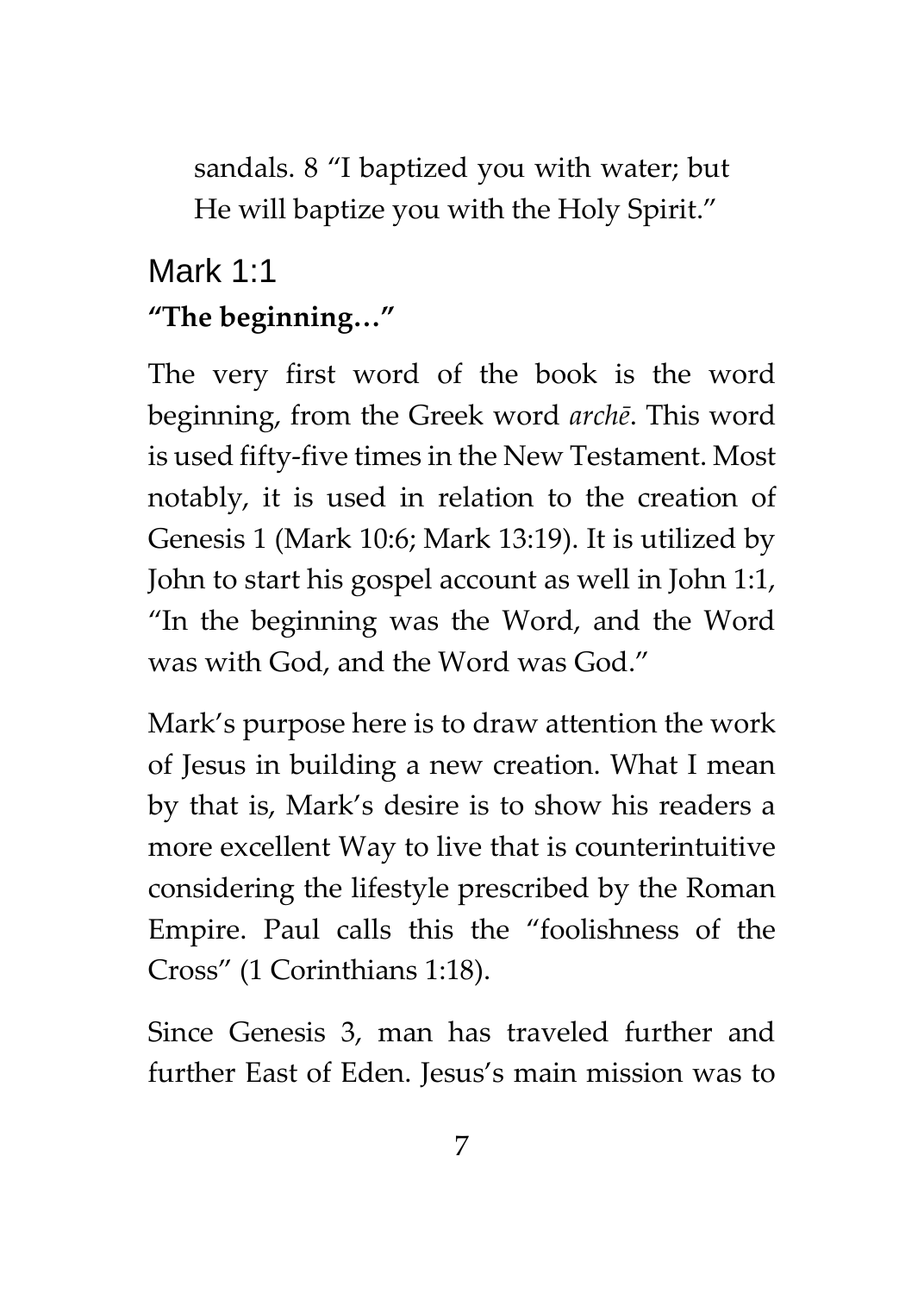sandals. 8 "I baptized you with water; but He will baptize you with the Holy Spirit."

## Mark 1:1

**"The beginning…"**

The very first word of the book is the word beginning, from the Greek word *archē*. This word is used fifty-five times in the New Testament. Most notably, it is used in relation to the creation of Genesis 1 (Mark 10:6; Mark 13:19). It is utilized by John to start his gospel account as well in John 1:1, "In the beginning was the Word, and the Word was with God, and the Word was God."

Mark's purpose here is to draw attention the work of Jesus in building a new creation. What I mean by that is, Mark's desire is to show his readers a more excellent Way to live that is counterintuitive considering the lifestyle prescribed by the Roman Empire. Paul calls this the "foolishness of the Cross" (1 Corinthians 1:18).

Since Genesis 3, man has traveled further and further East of Eden. Jesus's main mission was to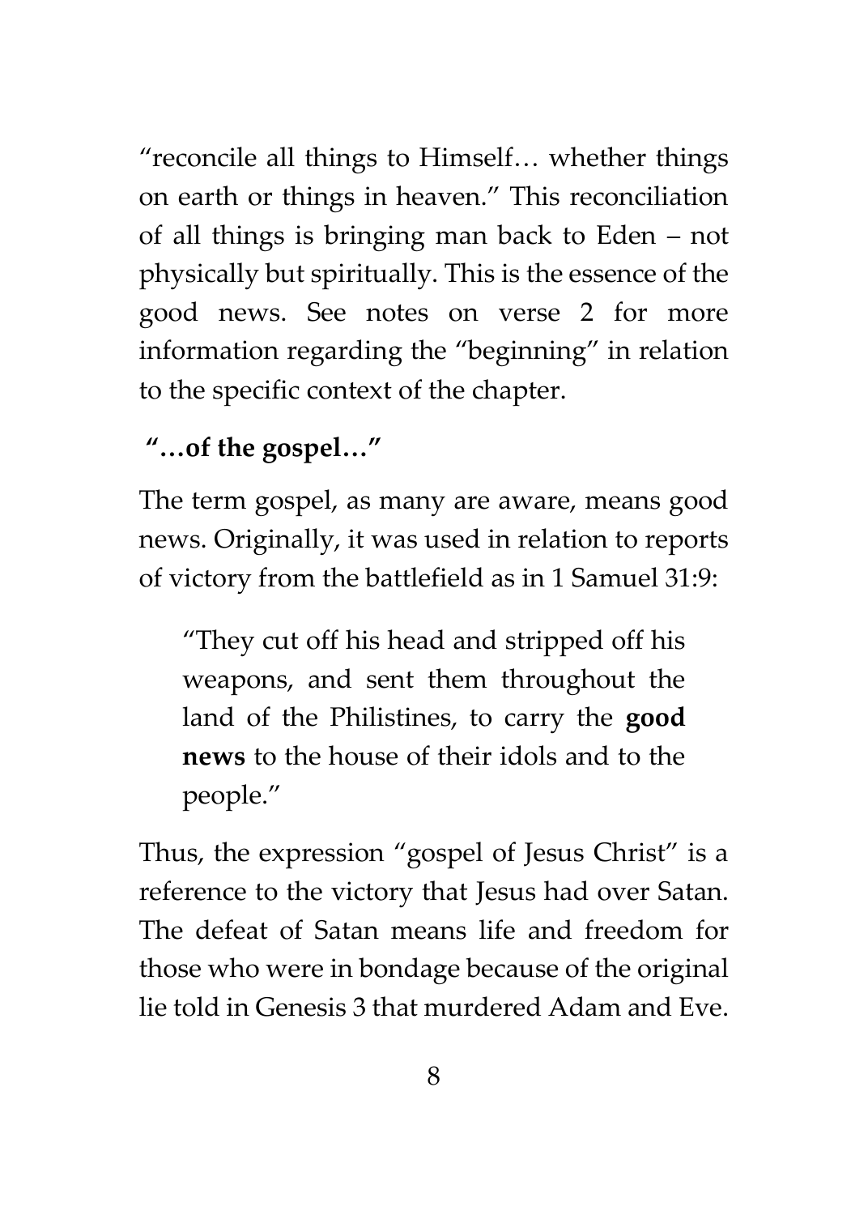"reconcile all things to Himself… whether things on earth or things in heaven." This reconciliation of all things is bringing man back to Eden – not physically but spiritually. This is the essence of the good news. See notes on verse 2 for more information regarding the "beginning" in relation to the specific context of the chapter.

**"…of the gospel…"**

The term gospel, as many are aware, means good news. Originally, it was used in relation to reports of victory from the battlefield as in 1 Samuel 31:9:

> "They cut off his head and stripped off his weapons, and sent them throughout the land of the Philistines, to carry the **good news** to the house of their idols and to the people."

Thus, the expression "gospel of Jesus Christ" is a reference to the victory that Jesus had over Satan. The defeat of Satan means life and freedom for those who were in bondage because of the original lie told in Genesis 3 that murdered Adam and Eve.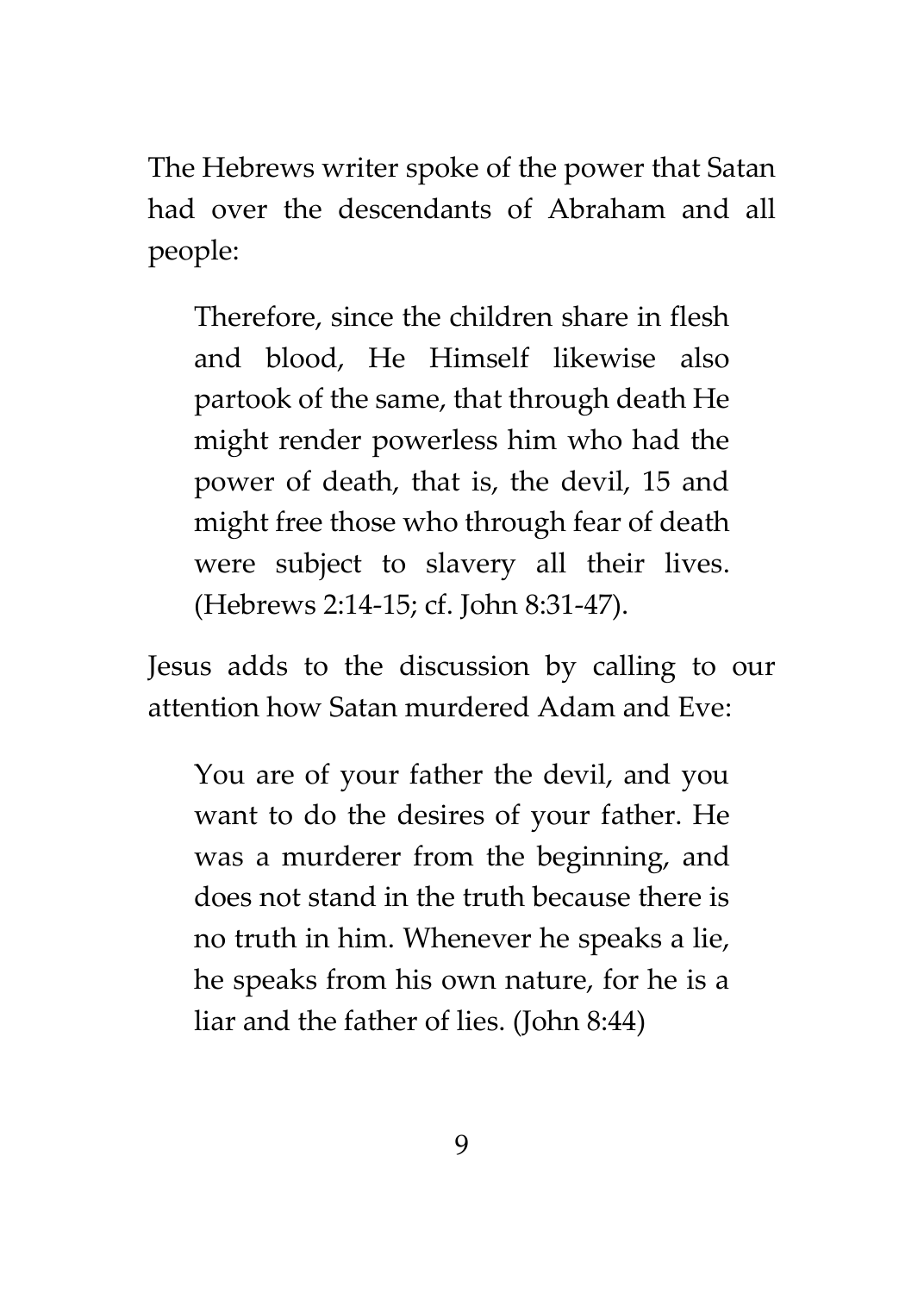The Hebrews writer spoke of the power that Satan had over the descendants of Abraham and all people:

> Therefore, since the children share in flesh and blood, He Himself likewise also partook of the same, that through death He might render powerless him who had the power of death, that is, the devil, 15 and might free those who through fear of death were subject to slavery all their lives. (Hebrews 2:14-15; cf. John 8:31-47).

Jesus adds to the discussion by calling to our attention how Satan murdered Adam and Eve:

> You are of your father the devil, and you want to do the desires of your father. He was a murderer from the beginning, and does not stand in the truth because there is no truth in him. Whenever he speaks a lie, he speaks from his own nature, for he is a liar and the father of lies. (John 8:44)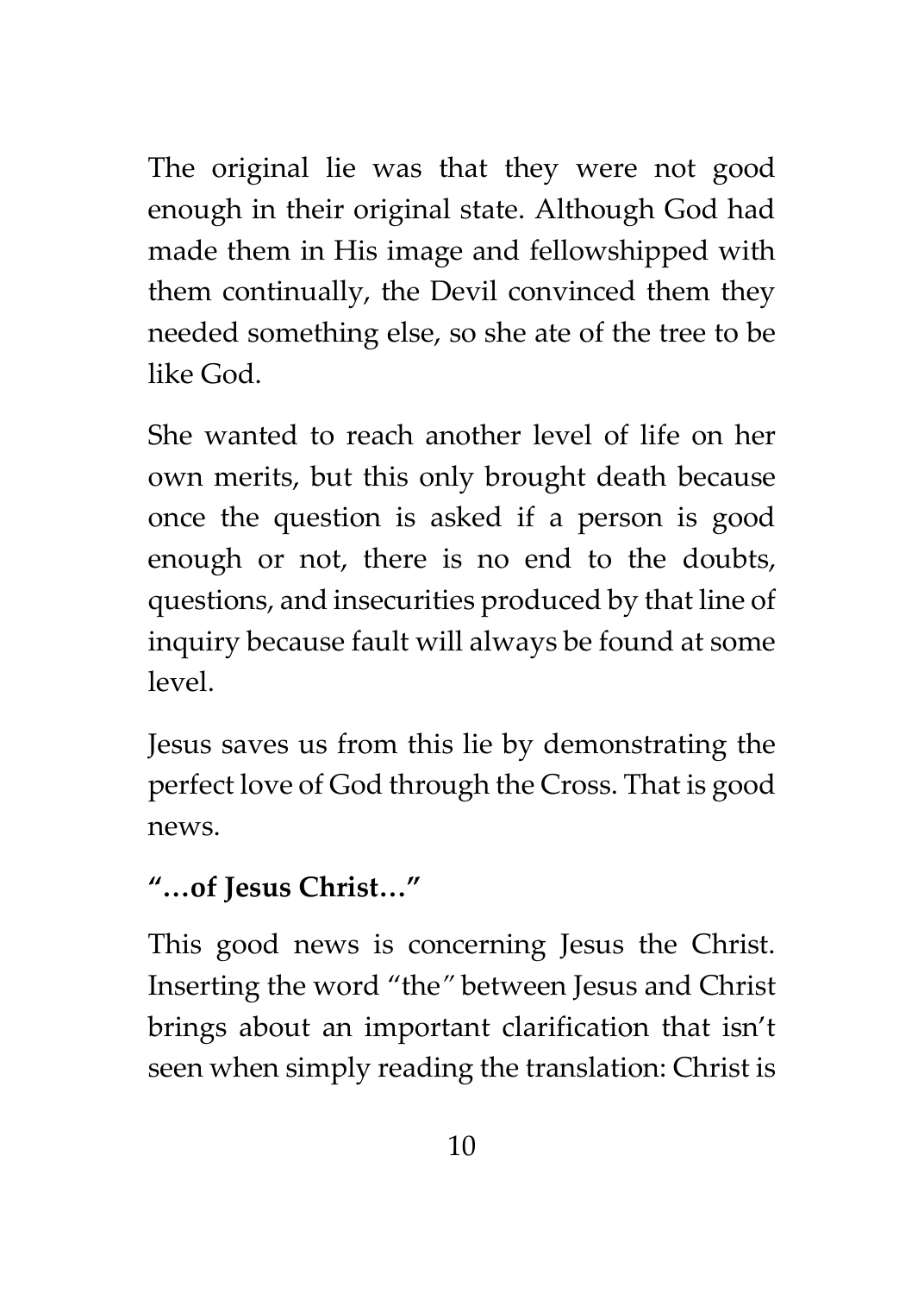The original lie was that they were not good enough in their original state. Although God had made them in His image and fellowshipped with them continually, the Devil convinced them they needed something else, so she ate of the tree to be like God.

She wanted to reach another level of life on her own merits, but this only brought death because once the question is asked if a person is good enough or not, there is no end to the doubts, questions, and insecurities produced by that line of inquiry because fault will always be found at some level.

Jesus saves us from this lie by demonstrating the perfect love of God through the Cross. That is good news.

**"…of Jesus Christ…"**

This good news is concerning Jesus the Christ. Inserting the word "the" between Jesus and Christ brings about an important clarification that isn't seen when simply reading the translation: Christ is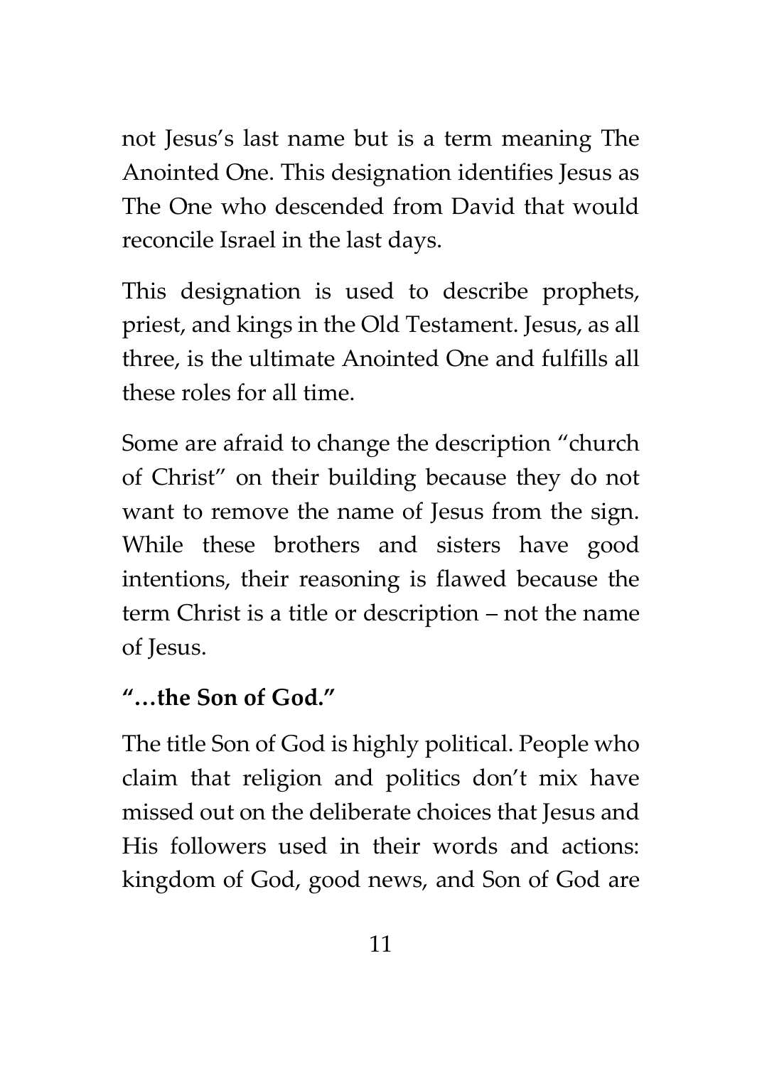not Jesus's last name but is a term meaning The Anointed One. This designation identifies Jesus as The One who descended from David that would reconcile Israel in the last days.

This designation is used to describe prophets, priest, and kings in the Old Testament. Jesus, as all three, is the ultimate Anointed One and fulfills all these roles for all time.

Some are afraid to change the description "church of Christ" on their building because they do not want to remove the name of Jesus from the sign. While these brothers and sisters have good intentions, their reasoning is flawed because the term Christ is a title or description – not the name of Jesus.

**"…the Son of God."**

The title Son of God is highly political. People who claim that religion and politics don't mix have missed out on the deliberate choices that Jesus and His followers used in their words and actions: kingdom of God, good news, and Son of God are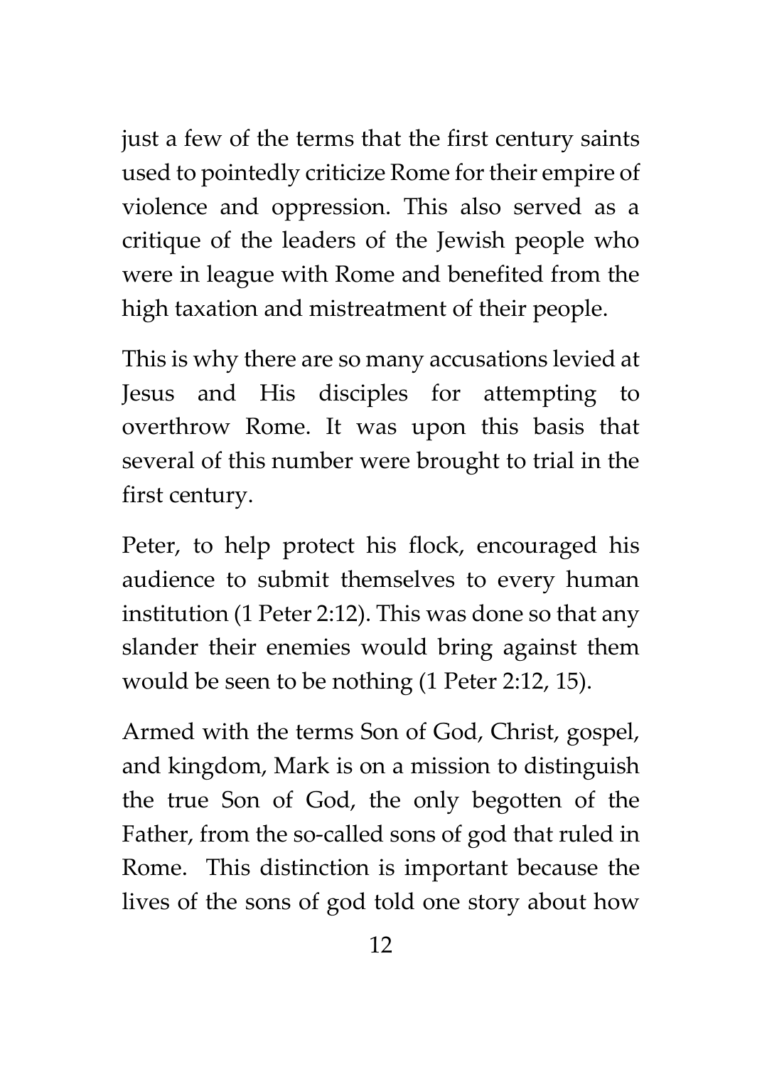just a few of the terms that the first century saints used to pointedly criticize Rome for their empire of violence and oppression. This also served as a critique of the leaders of the Jewish people who were in league with Rome and benefited from the high taxation and mistreatment of their people.

This is why there are so many accusations levied at Jesus and His disciples for attempting to overthrow Rome. It was upon this basis that several of this number were brought to trial in the first century.

Peter, to help protect his flock, encouraged his audience to submit themselves to every human institution (1 Peter 2:12). This was done so that any slander their enemies would bring against them would be seen to be nothing (1 Peter 2:12, 15).

Armed with the terms Son of God, Christ, gospel, and kingdom, Mark is on a mission to distinguish the true Son of God, the only begotten of the Father, from the so-called sons of god that ruled in Rome. This distinction is important because the lives of the sons of god told one story about how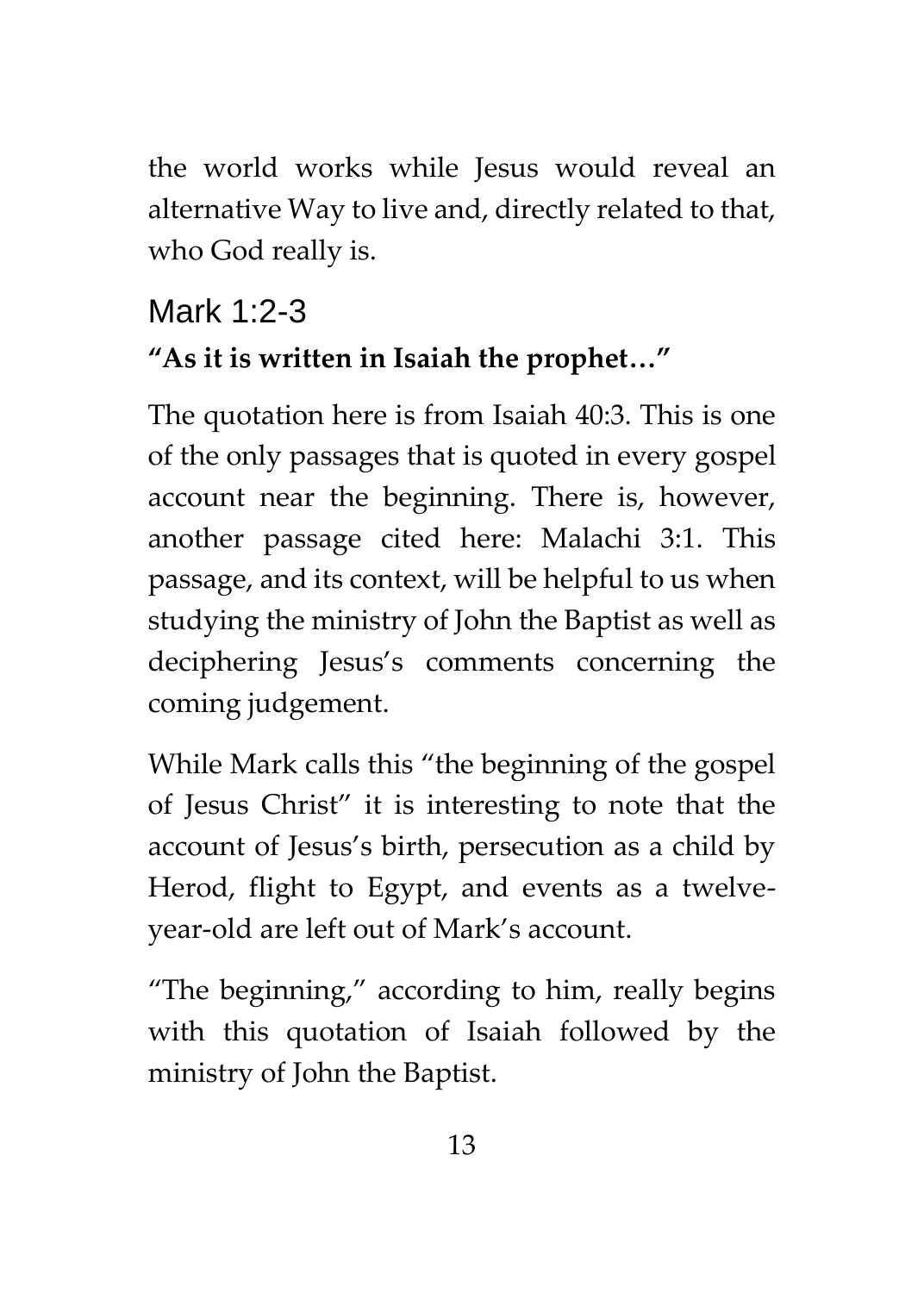the world works while Jesus would reveal an alternative Way to live and, directly related to that, who God really is.

## Mark 1:2-3

**"As it is written in Isaiah the prophet…"**

The quotation here is from Isaiah 40:3. This is one of the only passages that is quoted in every gospel account near the beginning. There is, however, another passage cited here: Malachi 3:1. This passage, and its context, will be helpful to us when studying the ministry of John the Baptist as well as deciphering Jesus's comments concerning the coming judgement.

While Mark calls this "the beginning of the gospel of Jesus Christ" it is interesting to note that the account of Jesus's birth, persecution as a child by Herod, flight to Egypt, and events as a twelve-year-old are left out of Mark's account.

"The beginning," according to him, really begins with this quotation of Isaiah followed by the ministry of John the Baptist.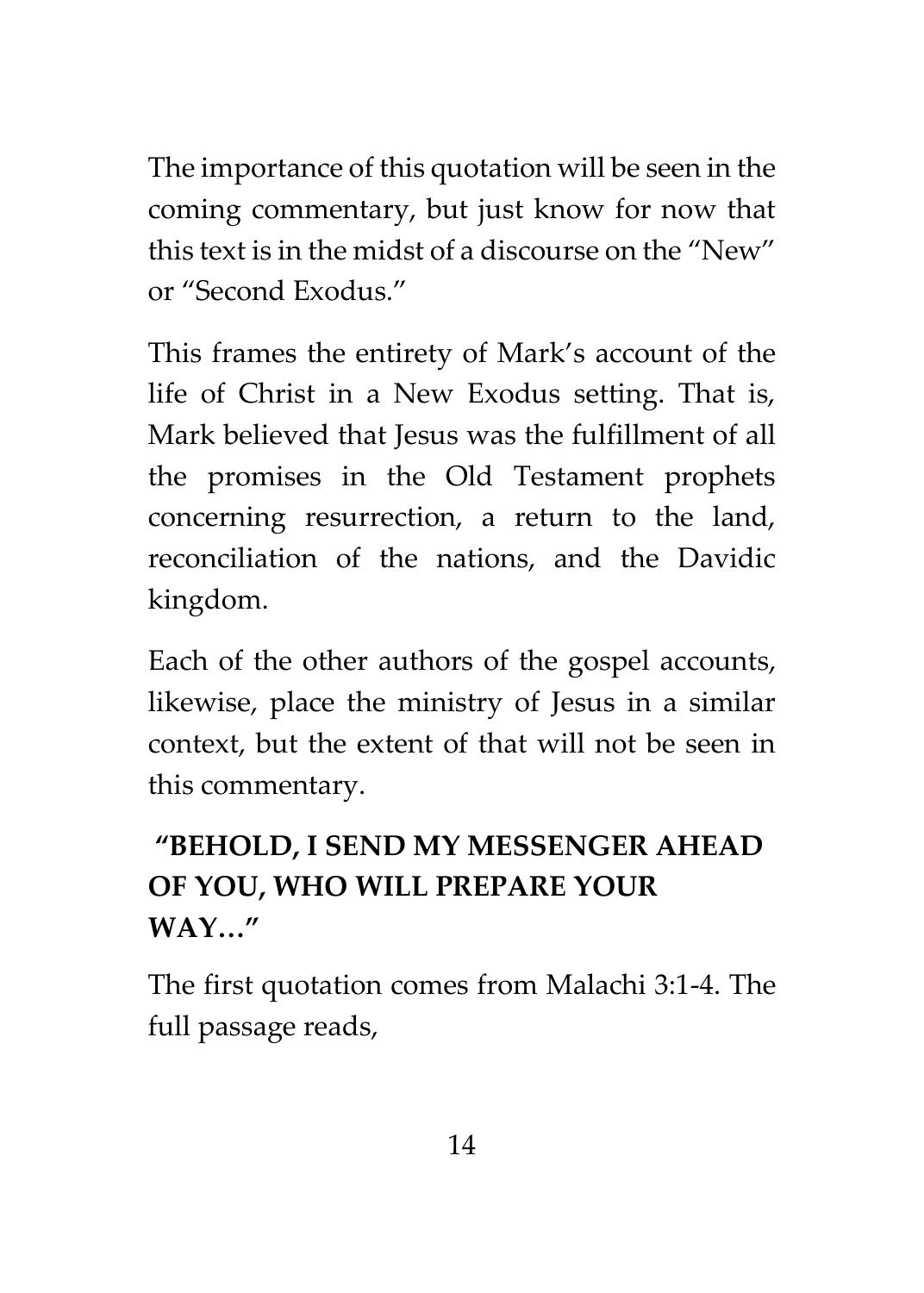The importance of this quotation will be seen in the coming commentary, but just know for now that this text is in the midst of a discourse on the "New" or "Second Exodus."

This frames the entirety of Mark's account of the life of Christ in a New Exodus setting. That is, Mark believed that Jesus was the fulfillment of all the promises in the Old Testament prophets concerning resurrection, a return to the land, reconciliation of the nations, and the Davidic kingdom.

Each of the other authors of the gospel accounts, likewise, place the ministry of Jesus in a similar context, but the extent of that will not be seen in this commentary.

### "BEHOLD, I SEND MY MESSENGER AHEAD OF YOU, WHO WILL PREPARE YOUR WAY…"

The first quotation comes from Malachi 3:1-4. The full passage reads,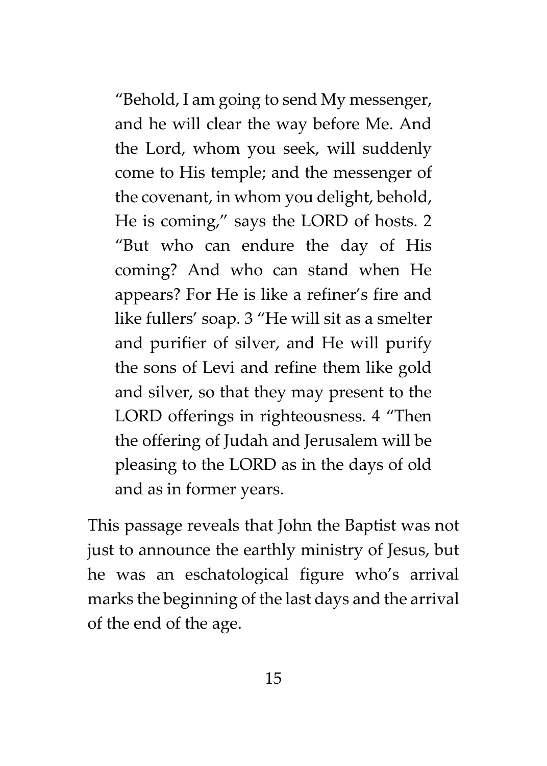> "Behold, I am going to send My messenger, and he will clear the way before Me. And the Lord, whom you seek, will suddenly come to His temple; and the messenger of the covenant, in whom you delight, behold, He is coming," says the LORD of hosts. 2 "But who can endure the day of His coming? And who can stand when He appears? For He is like a refiner's fire and like fullers' soap. 3 "He will sit as a smelter and purifier of silver, and He will purify the sons of Levi and refine them like gold and silver, so that they may present to the LORD offerings in righteousness. 4 "Then the offering of Judah and Jerusalem will be pleasing to the LORD as in the days of old and as in former years.

This passage reveals that John the Baptist was not just to announce the earthly ministry of Jesus, but he was an eschatological figure who's arrival marks the beginning of the last days and the arrival of the end of the age.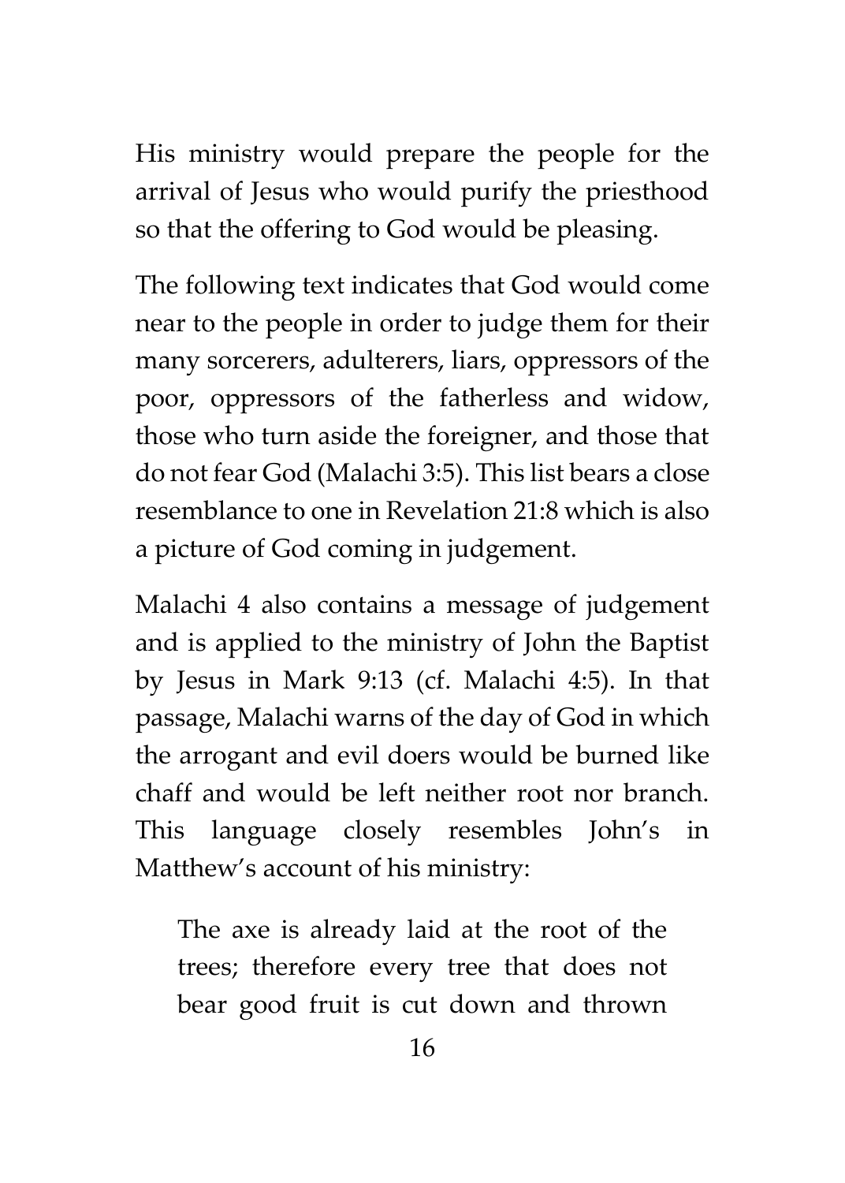His ministry would prepare the people for the arrival of Jesus who would purify the priesthood so that the offering to God would be pleasing.

The following text indicates that God would come near to the people in order to judge them for their many sorcerers, adulterers, liars, oppressors of the poor, oppressors of the fatherless and widow, those who turn aside the foreigner, and those that do not fear God (Malachi 3:5). This list bears a close resemblance to one in Revelation 21:8 which is also a picture of God coming in judgement.

Malachi 4 also contains a message of judgement and is applied to the ministry of John the Baptist by Jesus in Mark 9:13 (cf. Malachi 4:5). In that passage, Malachi warns of the day of God in which the arrogant and evil doers would be burned like chaff and would be left neither root nor branch. This language closely resembles John's in Matthew's account of his ministry:

> The axe is already laid at the root of the trees; therefore every tree that does not bear good fruit is cut down and thrown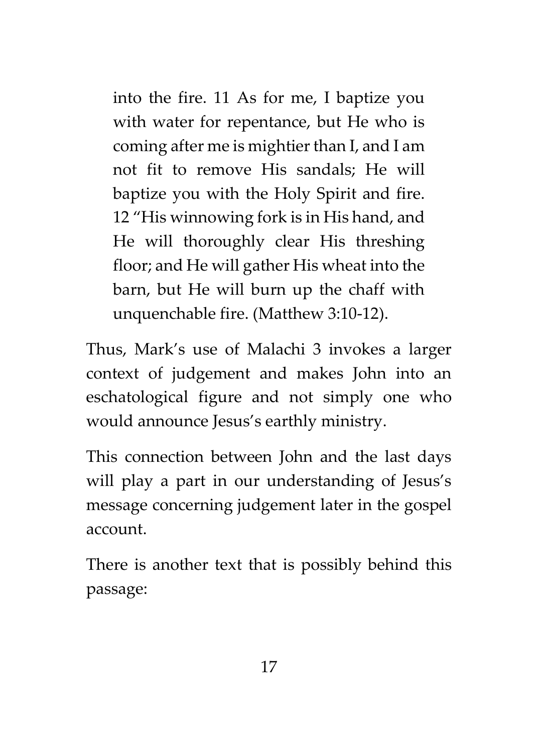> into the fire. 11 As for me, I baptize you with water for repentance, but He who is coming after me is mightier than I, and I am not fit to remove His sandals; He will baptize you with the Holy Spirit and fire. 12 "His winnowing fork is in His hand, and He will thoroughly clear His threshing floor; and He will gather His wheat into the barn, but He will burn up the chaff with unquenchable fire. (Matthew 3:10-12).

Thus, Mark's use of Malachi 3 invokes a larger context of judgement and makes John into an eschatological figure and not simply one who would announce Jesus's earthly ministry.

This connection between John and the last days will play a part in our understanding of Jesus's message concerning judgement later in the gospel account.

There is another text that is possibly behind this passage: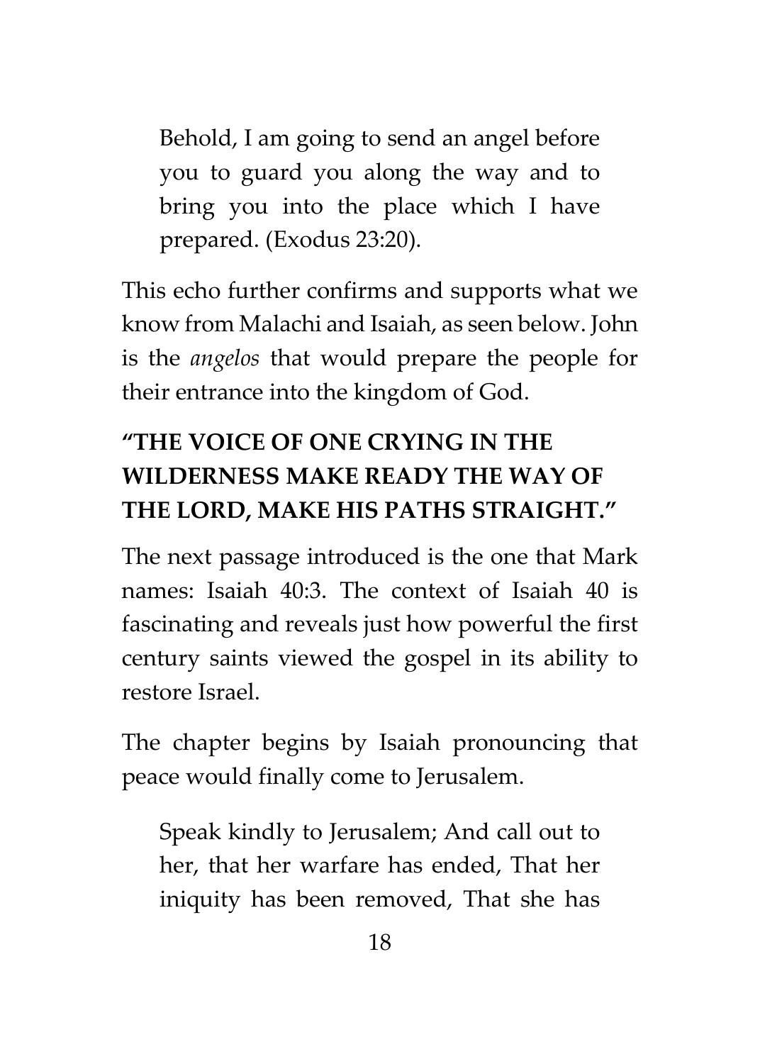> Behold, I am going to send an angel before you to guard you along the way and to bring you into the place which I have prepared. (Exodus 23:20).

This echo further confirms and supports what we know from Malachi and Isaiah, as seen below. John is the *angelos* that would prepare the people for their entrance into the kingdom of God.

### "THE VOICE OF ONE CRYING IN THE WILDERNESS MAKE READY THE WAY OF THE LORD, MAKE HIS PATHS STRAIGHT."

The next passage introduced is the one that Mark names: Isaiah 40:3. The context of Isaiah 40 is fascinating and reveals just how powerful the first century saints viewed the gospel in its ability to restore Israel.

The chapter begins by Isaiah pronouncing that peace would finally come to Jerusalem.

> Speak kindly to Jerusalem; And call out to her, that her warfare has ended, That her iniquity has been removed, That she has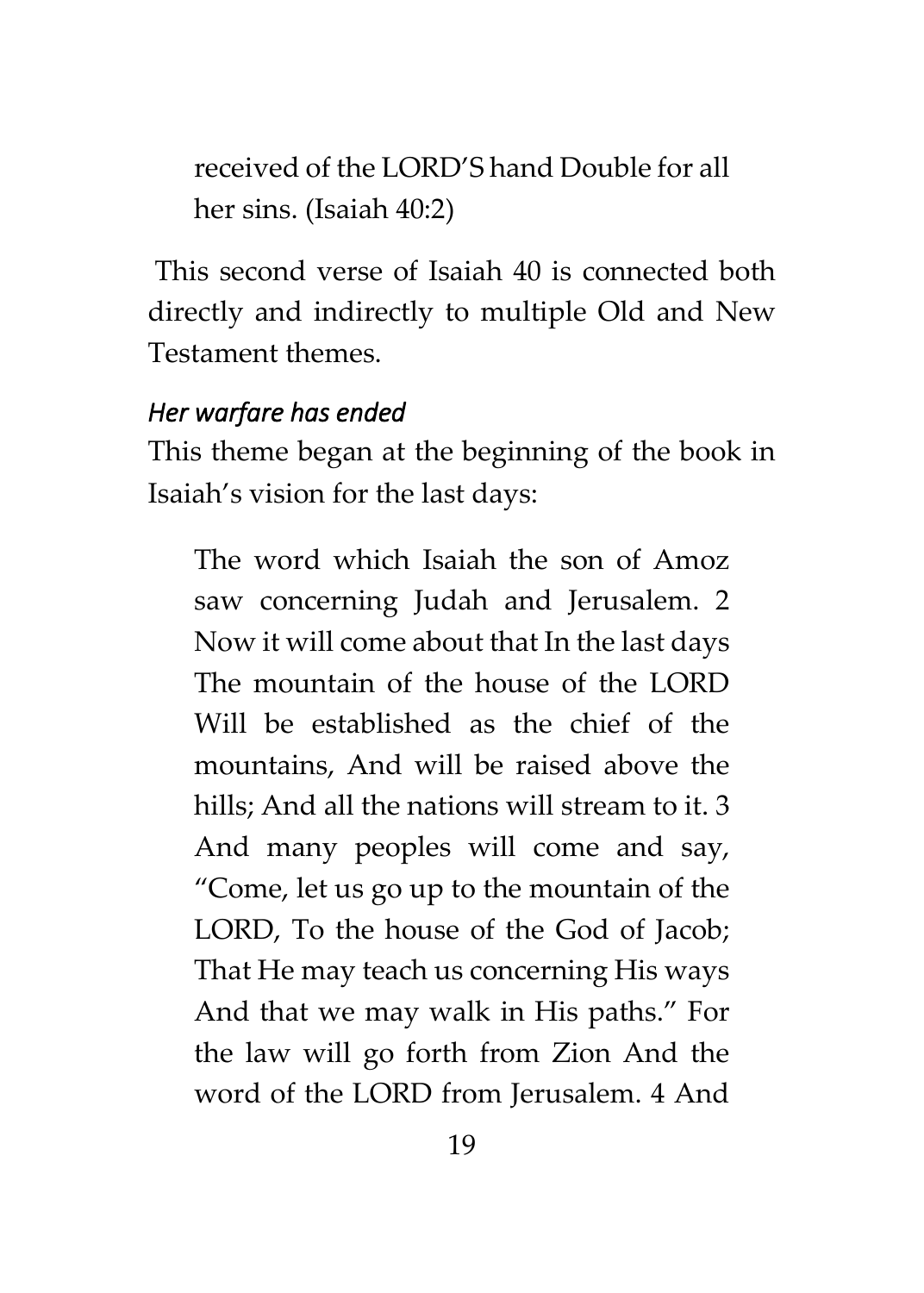received of the LORD'S hand Double for all her sins. (Isaiah 40:2)

This second verse of Isaiah 40 is connected both directly and indirectly to multiple Old and New Testament themes.

*Her warfare has ended*

This theme began at the beginning of the book in Isaiah's vision for the last days:

> The word which Isaiah the son of Amoz saw concerning Judah and Jerusalem. 2 Now it will come about that In the last days The mountain of the house of the LORD Will be established as the chief of the mountains, And will be raised above the hills; And all the nations will stream to it. 3 And many peoples will come and say, "Come, let us go up to the mountain of the LORD, To the house of the God of Jacob; That He may teach us concerning His ways And that we may walk in His paths." For the law will go forth from Zion And the word of the LORD from Jerusalem. 4 And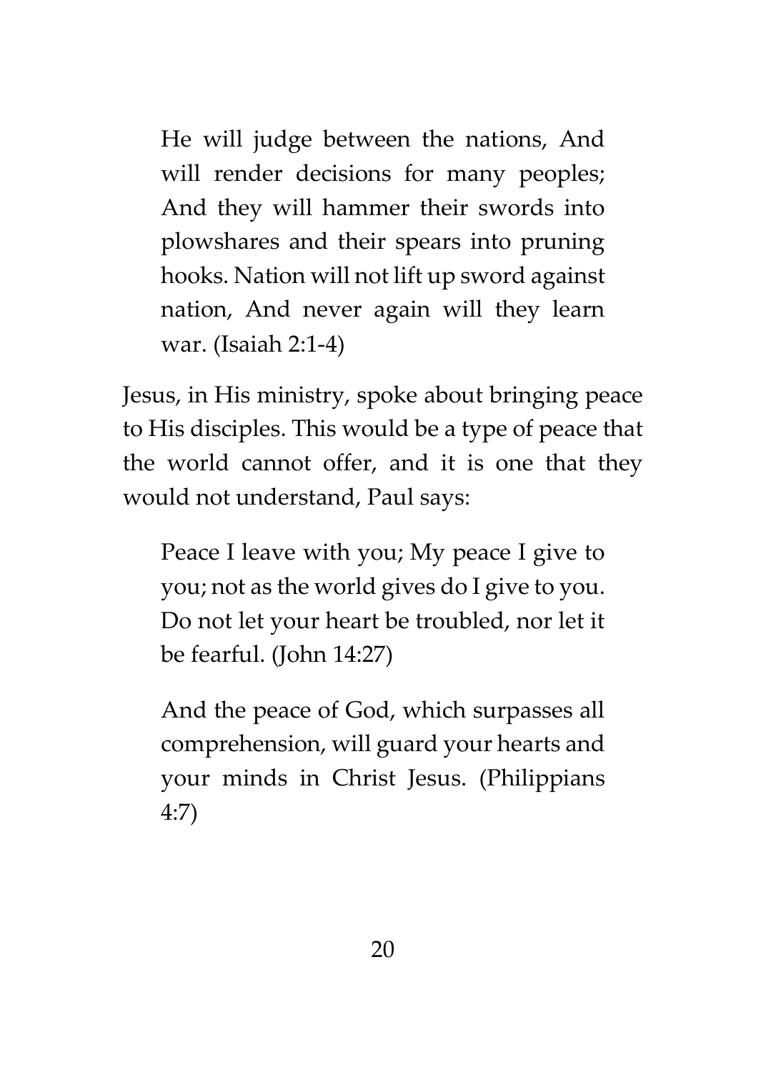> He will judge between the nations, And will render decisions for many peoples; And they will hammer their swords into plowshares and their spears into pruning hooks. Nation will not lift up sword against nation, And never again will they learn war. (Isaiah 2:1-4)

Jesus, in His ministry, spoke about bringing peace to His disciples. This would be a type of peace that the world cannot offer, and it is one that they would not understand, Paul says:

> Peace I leave with you; My peace I give to you; not as the world gives do I give to you. Do not let your heart be troubled, nor let it be fearful. (John 14:27)

> And the peace of God, which surpasses all comprehension, will guard your hearts and your minds in Christ Jesus. (Philippians 4:7)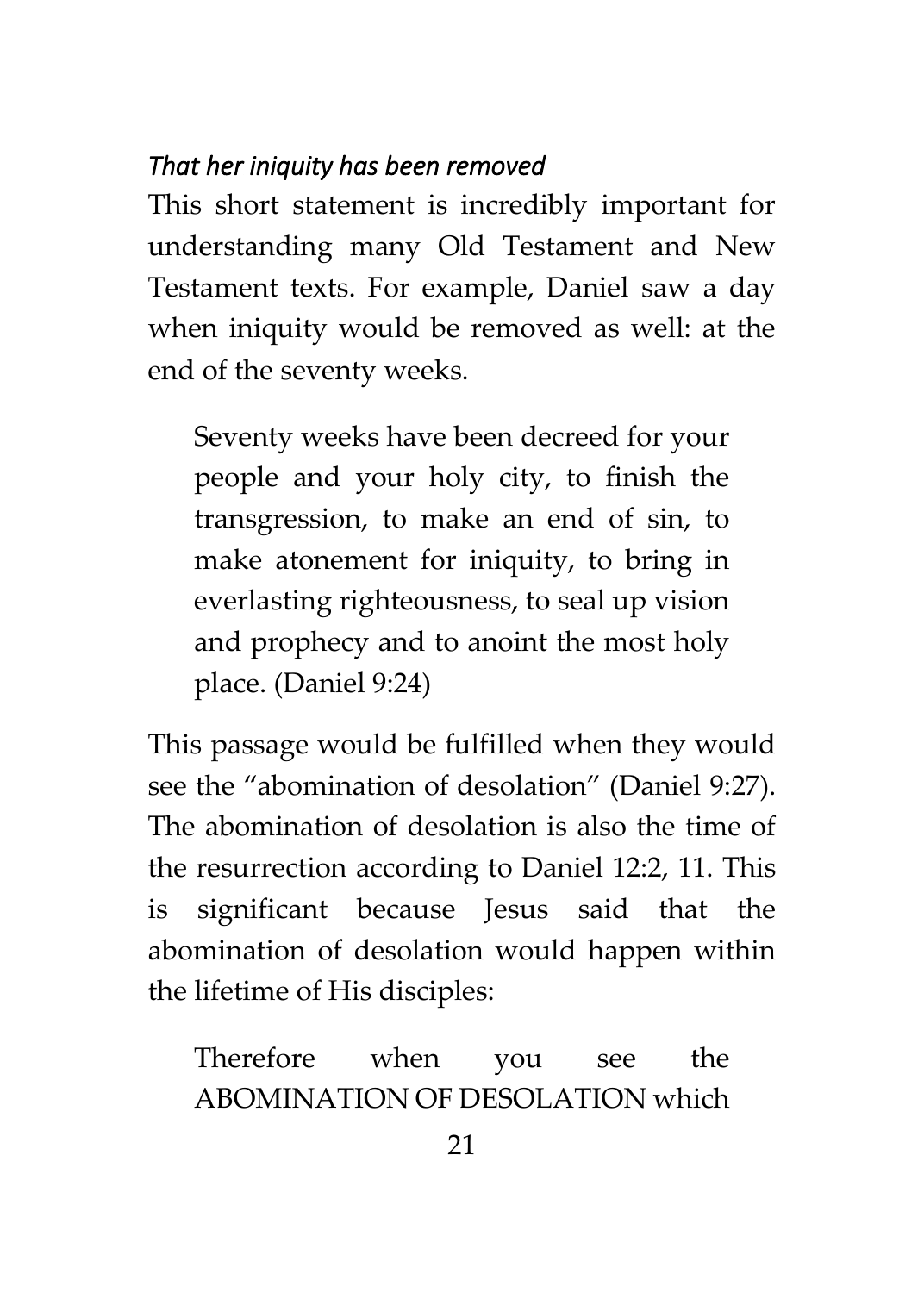*That her iniquity has been removed*

This short statement is incredibly important for understanding many Old Testament and New Testament texts. For example, Daniel saw a day when iniquity would be removed as well: at the end of the seventy weeks.

> Seventy weeks have been decreed for your people and your holy city, to finish the transgression, to make an end of sin, to make atonement for iniquity, to bring in everlasting righteousness, to seal up vision and prophecy and to anoint the most holy place. (Daniel 9:24)

This passage would be fulfilled when they would see the "abomination of desolation" (Daniel 9:27). The abomination of desolation is also the time of the resurrection according to Daniel 12:2, 11. This is significant because Jesus said that the abomination of desolation would happen within the lifetime of His disciples:

> Therefore when you see the ABOMINATION OF DESOLATION which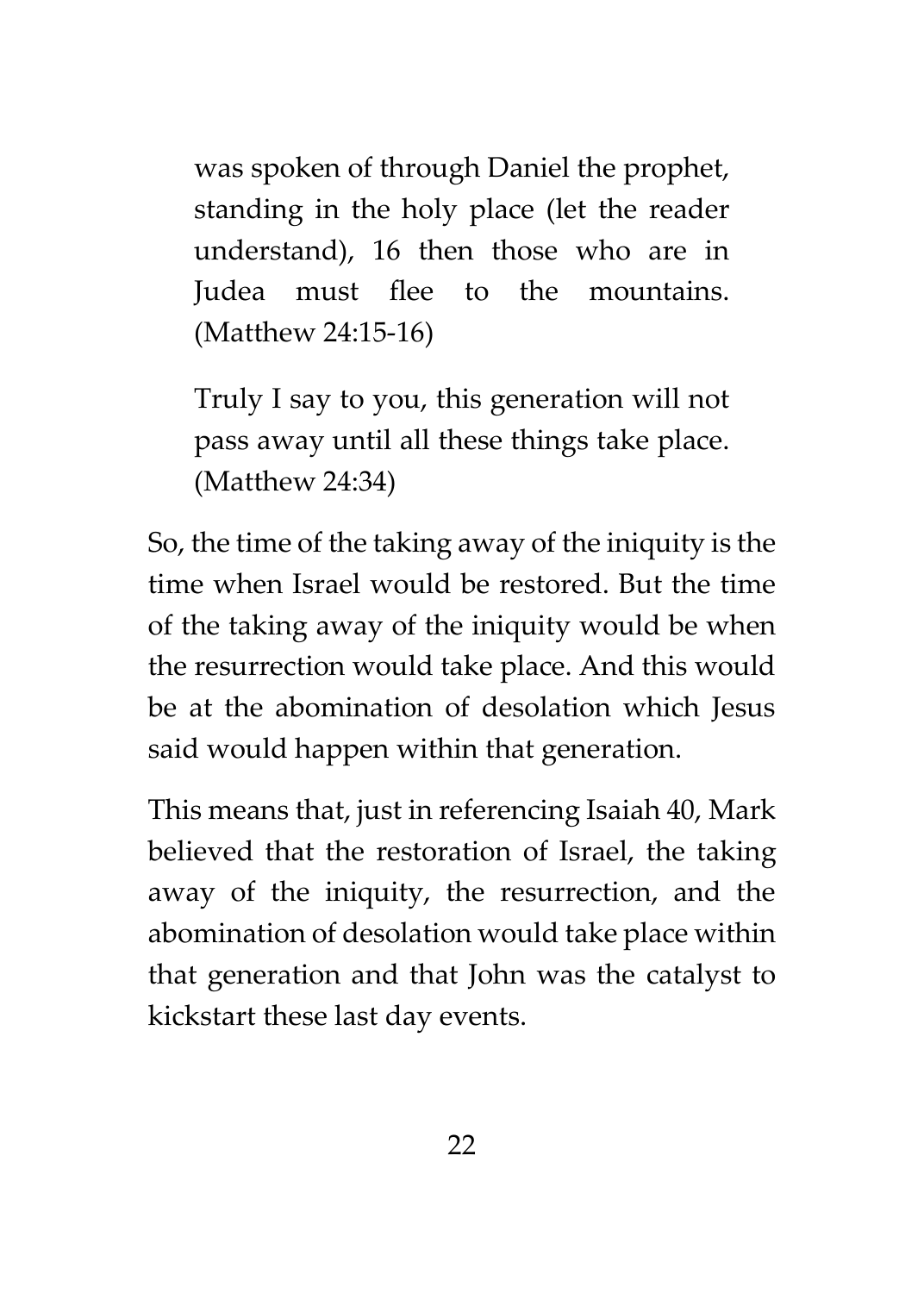> was spoken of through Daniel the prophet, standing in the holy place (let the reader understand), 16 then those who are in Judea must flee to the mountains. (Matthew 24:15-16)

> Truly I say to you, this generation will not pass away until all these things take place. (Matthew 24:34)

So, the time of the taking away of the iniquity is the time when Israel would be restored. But the time of the taking away of the iniquity would be when the resurrection would take place. And this would be at the abomination of desolation which Jesus said would happen within that generation.

This means that, just in referencing Isaiah 40, Mark believed that the restoration of Israel, the taking away of the iniquity, the resurrection, and the abomination of desolation would take place within that generation and that John was the catalyst to kickstart these last day events.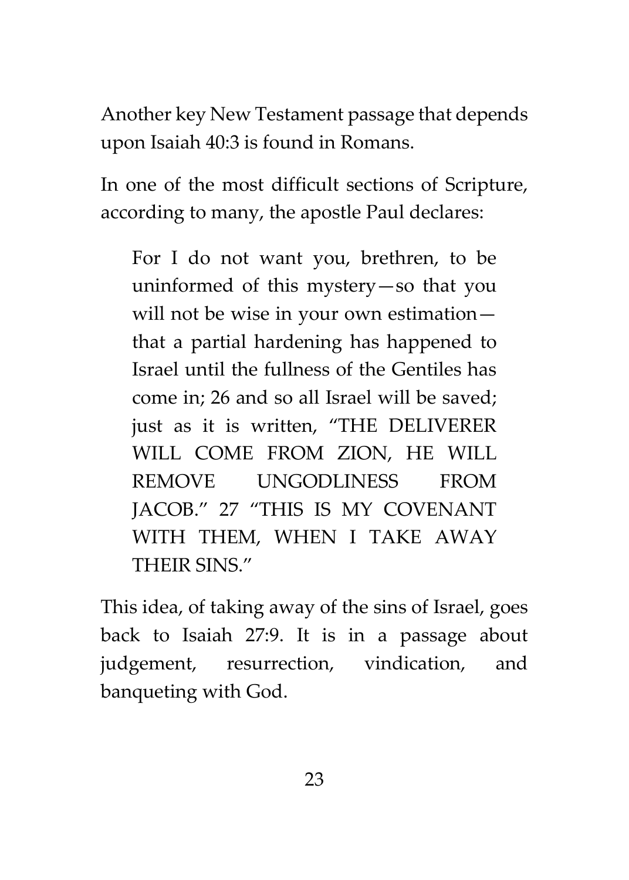Another key New Testament passage that depends upon Isaiah 40:3 is found in Romans.

In one of the most difficult sections of Scripture, according to many, the apostle Paul declares:

> For I do not want you, brethren, to be uninformed of this mystery—so that you will not be wise in your own estimation—that a partial hardening has happened to Israel until the fullness of the Gentiles has come in; 26 and so all Israel will be saved; just as it is written, "THE DELIVERER WILL COME FROM ZION, HE WILL REMOVE UNGODLINESS FROM JACOB." 27 "THIS IS MY COVENANT WITH THEM, WHEN I TAKE AWAY THEIR SINS."

This idea, of taking away of the sins of Israel, goes back to Isaiah 27:9. It is in a passage about judgement, resurrection, vindication, and banqueting with God.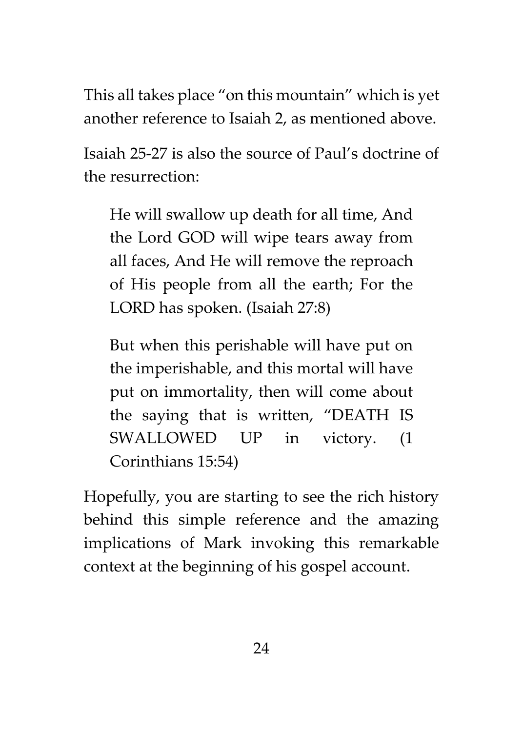This all takes place "on this mountain" which is yet another reference to Isaiah 2, as mentioned above.

Isaiah 25-27 is also the source of Paul's doctrine of the resurrection:

> He will swallow up death for all time, And the Lord GOD will wipe tears away from all faces, And He will remove the reproach of His people from all the earth; For the LORD has spoken. (Isaiah 27:8)

> But when this perishable will have put on the imperishable, and this mortal will have put on immortality, then will come about the saying that is written, "DEATH IS SWALLOWED UP in victory. (1 Corinthians 15:54)

Hopefully, you are starting to see the rich history behind this simple reference and the amazing implications of Mark invoking this remarkable context at the beginning of his gospel account.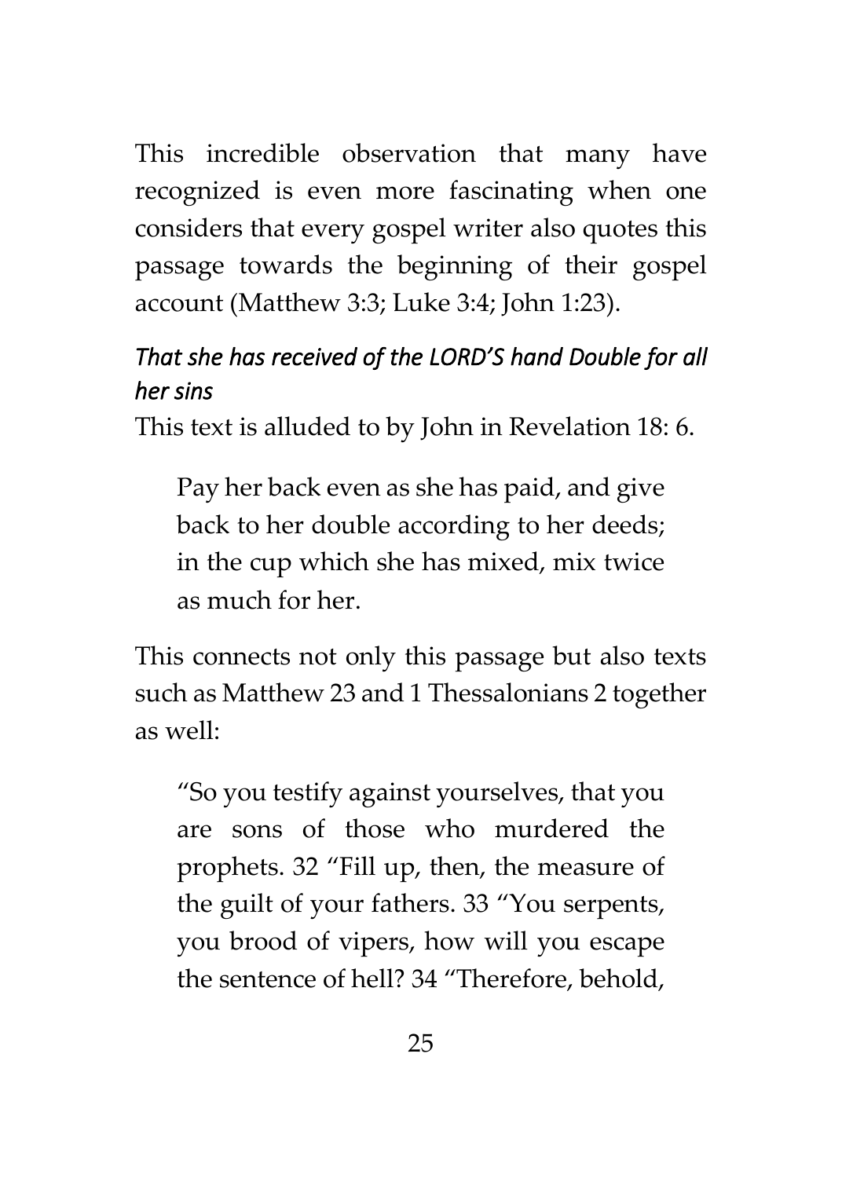This incredible observation that many have recognized is even more fascinating when one considers that every gospel writer also quotes this passage towards the beginning of their gospel account (Matthew 3:3; Luke 3:4; John 1:23).

*That she has received of the LORD'S hand Double for all her sins*

This text is alluded to by John in Revelation 18: 6.

> Pay her back even as she has paid, and give back to her double according to her deeds; in the cup which she has mixed, mix twice as much for her.

This connects not only this passage but also texts such as Matthew 23 and 1 Thessalonians 2 together as well:

> "So you testify against yourselves, that you are sons of those who murdered the prophets. 32 "Fill up, then, the measure of the guilt of your fathers. 33 "You serpents, you brood of vipers, how will you escape the sentence of hell? 34 "Therefore, behold,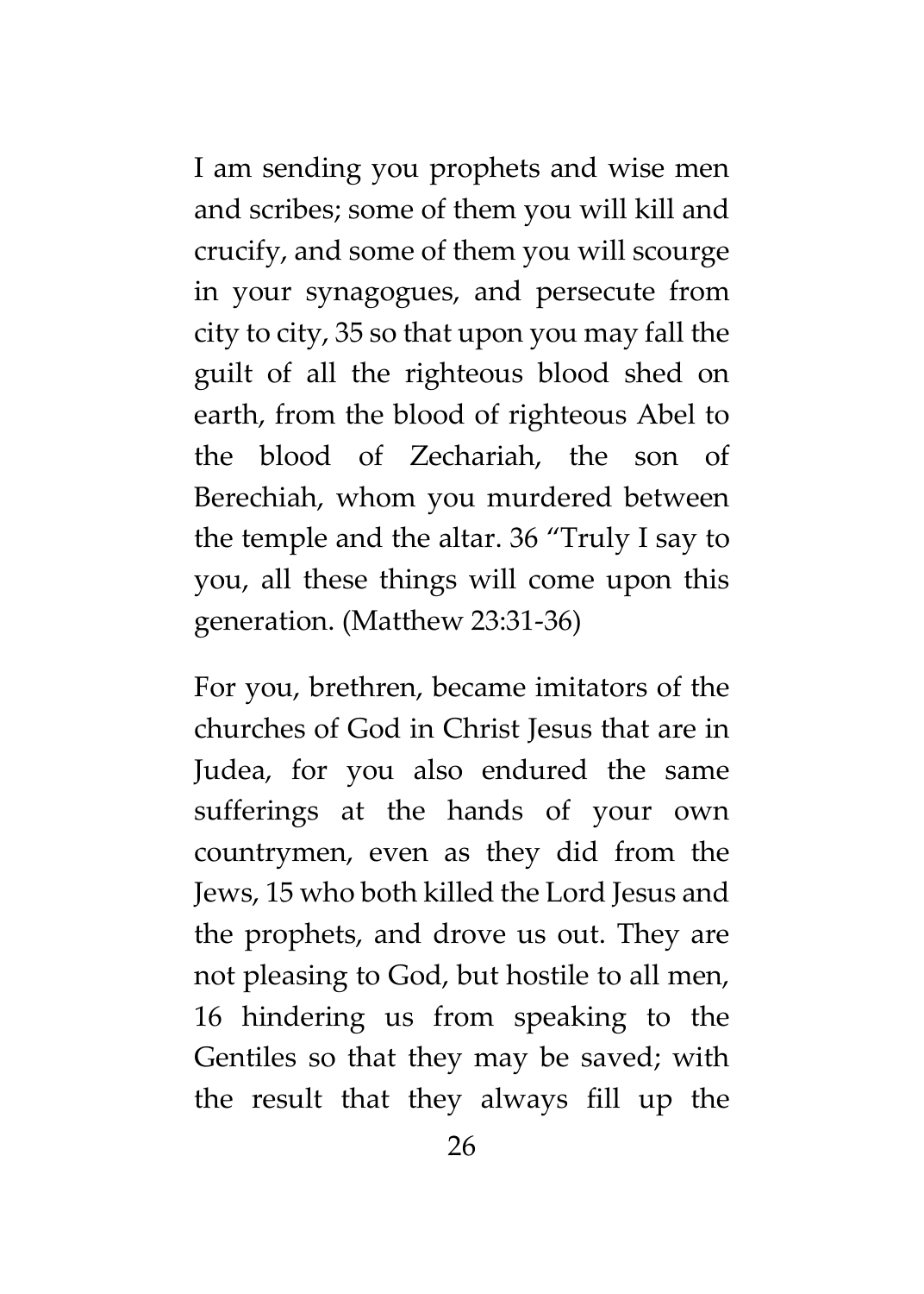I am sending you prophets and wise men and scribes; some of them you will kill and crucify, and some of them you will scourge in your synagogues, and persecute from city to city, 35 so that upon you may fall the guilt of all the righteous blood shed on earth, from the blood of righteous Abel to the blood of Zechariah, the son of Berechiah, whom you murdered between the temple and the altar. 36 "Truly I say to you, all these things will come upon this generation. (Matthew 23:31-36)

For you, brethren, became imitators of the churches of God in Christ Jesus that are in Judea, for you also endured the same sufferings at the hands of your own countrymen, even as they did from the Jews, 15 who both killed the Lord Jesus and the prophets, and drove us out. They are not pleasing to God, but hostile to all men, 16 hindering us from speaking to the Gentiles so that they may be saved; with the result that they always fill up the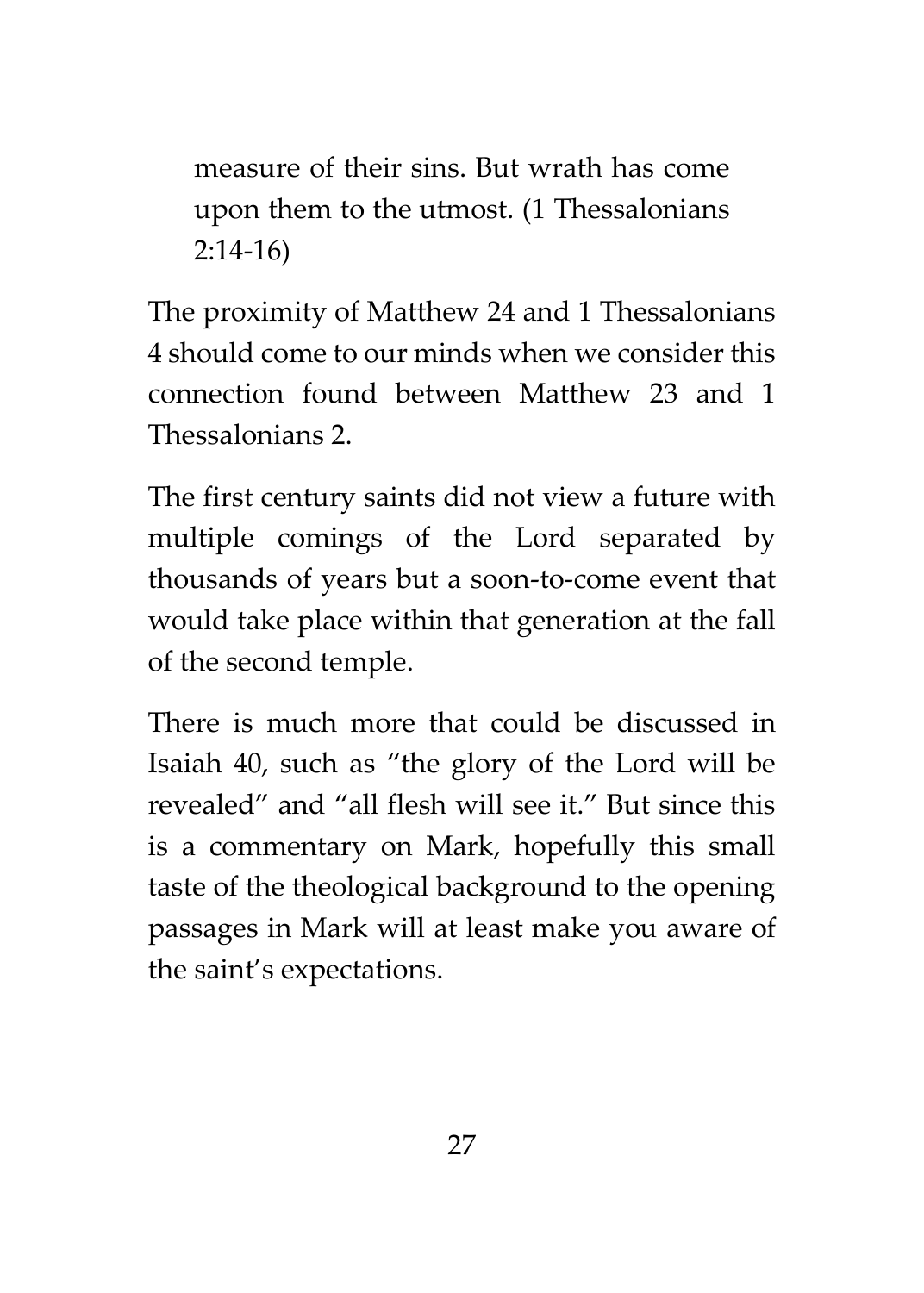> measure of their sins. But wrath has come upon them to the utmost. (1 Thessalonians 2:14-16)

The proximity of Matthew 24 and 1 Thessalonians 4 should come to our minds when we consider this connection found between Matthew 23 and 1 Thessalonians 2.

The first century saints did not view a future with multiple comings of the Lord separated by thousands of years but a soon-to-come event that would take place within that generation at the fall of the second temple.

There is much more that could be discussed in Isaiah 40, such as "the glory of the Lord will be revealed" and "all flesh will see it." But since this is a commentary on Mark, hopefully this small taste of the theological background to the opening passages in Mark will at least make you aware of the saint's expectations.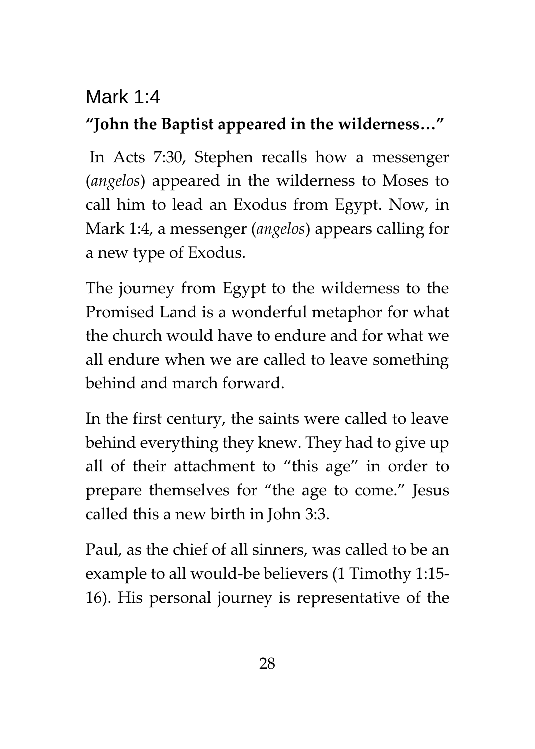## Mark 1:4

**"John the Baptist appeared in the wilderness…"**

In Acts 7:30, Stephen recalls how a messenger (*angelos*) appeared in the wilderness to Moses to call him to lead an Exodus from Egypt. Now, in Mark 1:4, a messenger (*angelos*) appears calling for a new type of Exodus.

The journey from Egypt to the wilderness to the Promised Land is a wonderful metaphor for what the church would have to endure and for what we all endure when we are called to leave something behind and march forward.

In the first century, the saints were called to leave behind everything they knew. They had to give up all of their attachment to "this age" in order to prepare themselves for "the age to come." Jesus called this a new birth in John 3:3.

Paul, as the chief of all sinners, was called to be an example to all would-be believers (1 Timothy 1:15-16). His personal journey is representative of the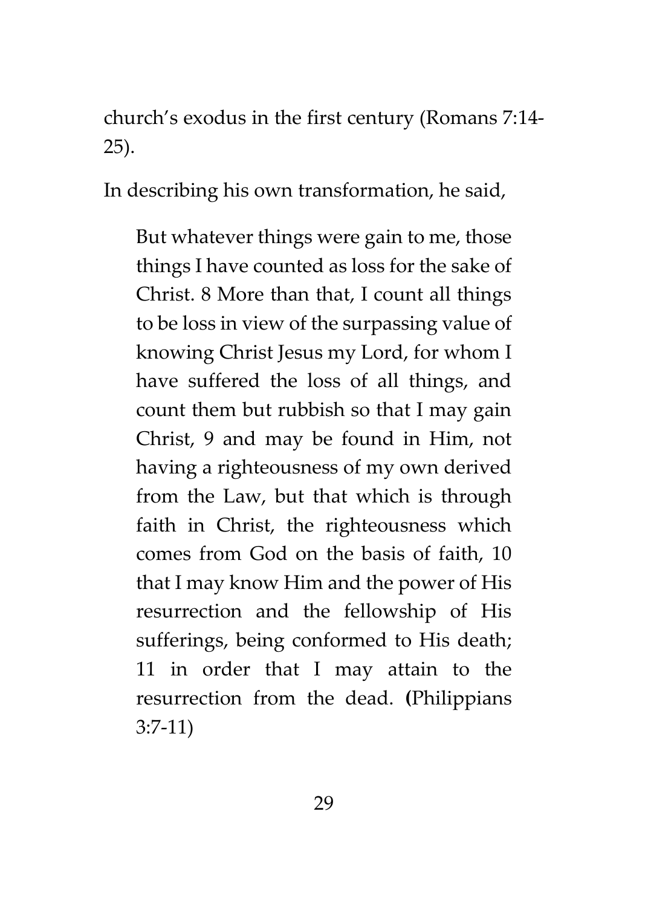church's exodus in the first century (Romans 7:14-25).

In describing his own transformation, he said,

> But whatever things were gain to me, those things I have counted as loss for the sake of Christ. 8 More than that, I count all things to be loss in view of the surpassing value of knowing Christ Jesus my Lord, for whom I have suffered the loss of all things, and count them but rubbish so that I may gain Christ, 9 and may be found in Him, not having a righteousness of my own derived from the Law, but that which is through faith in Christ, the righteousness which comes from God on the basis of faith, 10 that I may know Him and the power of His resurrection and the fellowship of His sufferings, being conformed to His death; 11 in order that I may attain to the resurrection from the dead. (Philippians 3:7-11)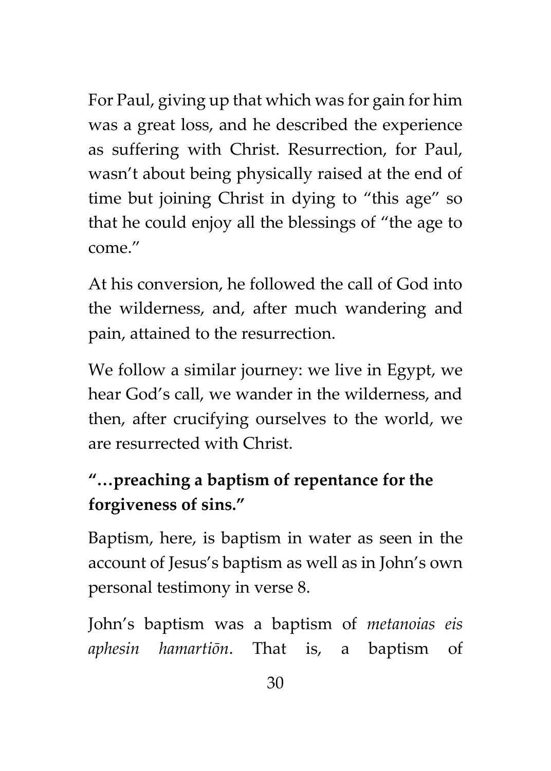For Paul, giving up that which was for gain for him was a great loss, and he described the experience as suffering with Christ. Resurrection, for Paul, wasn't about being physically raised at the end of time but joining Christ in dying to "this age" so that he could enjoy all the blessings of "the age to come."

At his conversion, he followed the call of God into the wilderness, and, after much wandering and pain, attained to the resurrection.

We follow a similar journey: we live in Egypt, we hear God's call, we wander in the wilderness, and then, after crucifying ourselves to the world, we are resurrected with Christ.

**"…preaching a baptism of repentance for the forgiveness of sins."**

Baptism, here, is baptism in water as seen in the account of Jesus's baptism as well as in John's own personal testimony in verse 8.

John's baptism was a baptism of *metanoias eis aphesin hamartiōn*. That is, a baptism of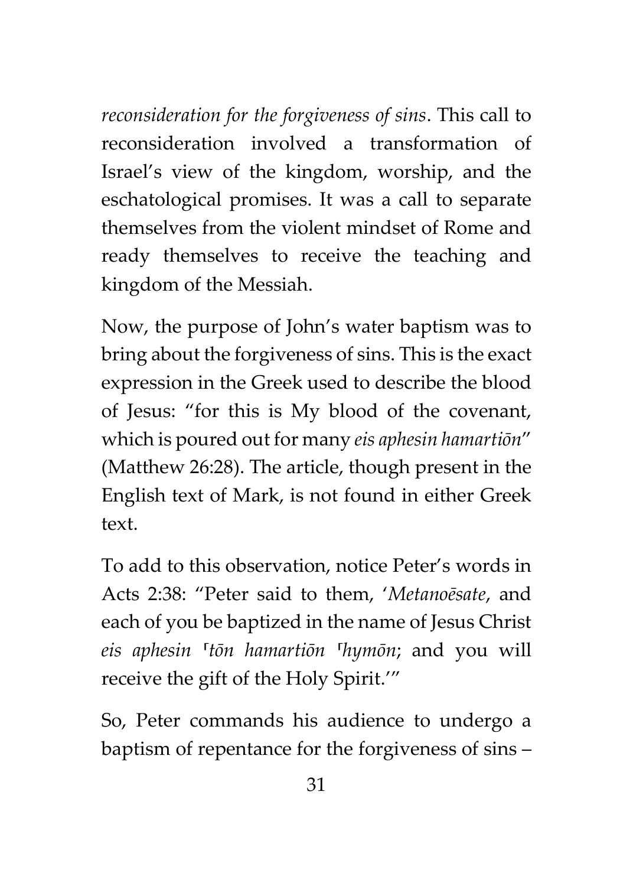*reconsideration for the forgiveness of sins*. This call to reconsideration involved a transformation of Israel's view of the kingdom, worship, and the eschatological promises. It was a call to separate themselves from the violent mindset of Rome and ready themselves to receive the teaching and kingdom of the Messiah.

Now, the purpose of John's water baptism was to bring about the forgiveness of sins. This is the exact expression in the Greek used to describe the blood of Jesus: "for this is My blood of the covenant, which is poured out for many *eis aphesin hamartiōn*" (Matthew 26:28). The article, though present in the English text of Mark, is not found in either Greek text.

To add to this observation, notice Peter's words in Acts 2:38: "Peter said to them, '*Metanoēsate*, and each of you be baptized in the name of Jesus Christ *eis aphesin ˹tōn hamartiōn ˹hymōn*; and you will receive the gift of the Holy Spirit.'"

So, Peter commands his audience to undergo a baptism of repentance for the forgiveness of sins –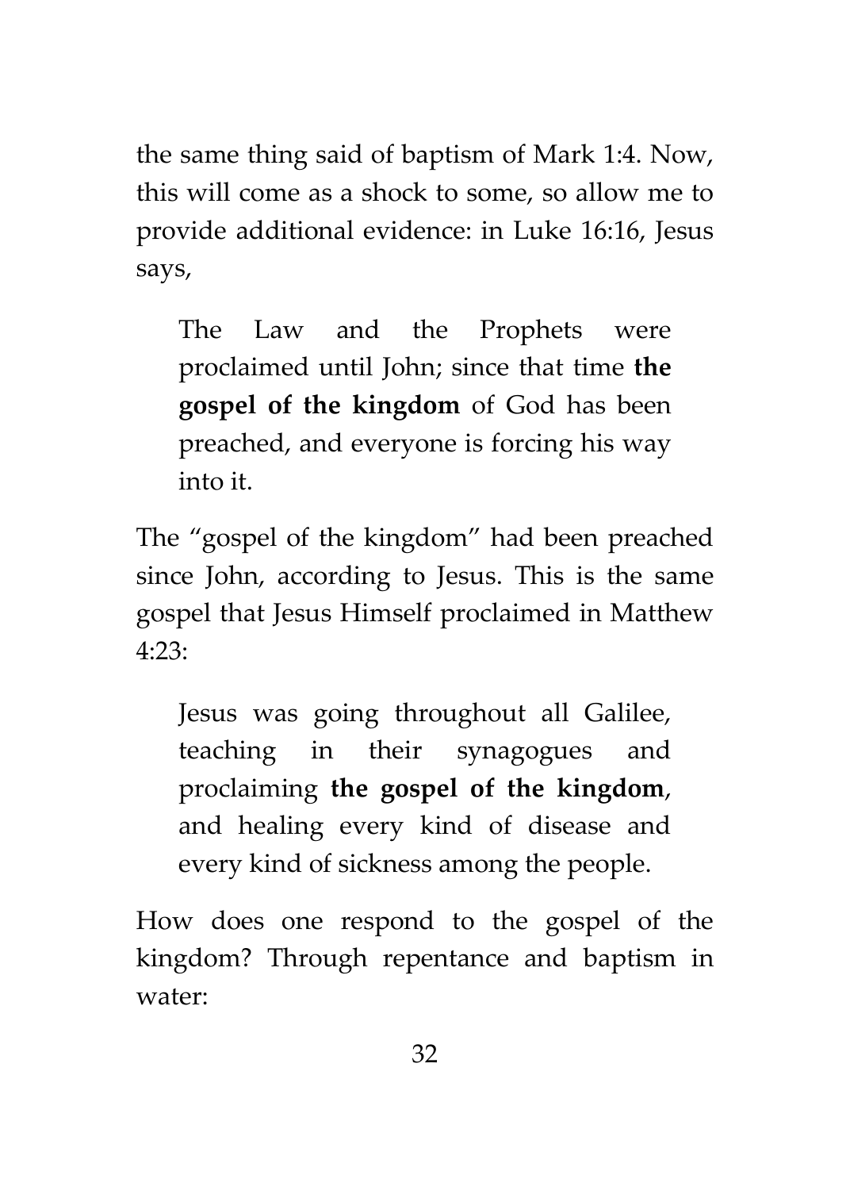the same thing said of baptism of Mark 1:4. Now, this will come as a shock to some, so allow me to provide additional evidence: in Luke 16:16, Jesus says,

> The Law and the Prophets were proclaimed until John; since that time **the gospel of the kingdom** of God has been preached, and everyone is forcing his way into it.

The "gospel of the kingdom" had been preached since John, according to Jesus. This is the same gospel that Jesus Himself proclaimed in Matthew 4:23:

> Jesus was going throughout all Galilee, teaching in their synagogues and proclaiming **the gospel of the kingdom**, and healing every kind of disease and every kind of sickness among the people.

How does one respond to the gospel of the kingdom? Through repentance and baptism in water: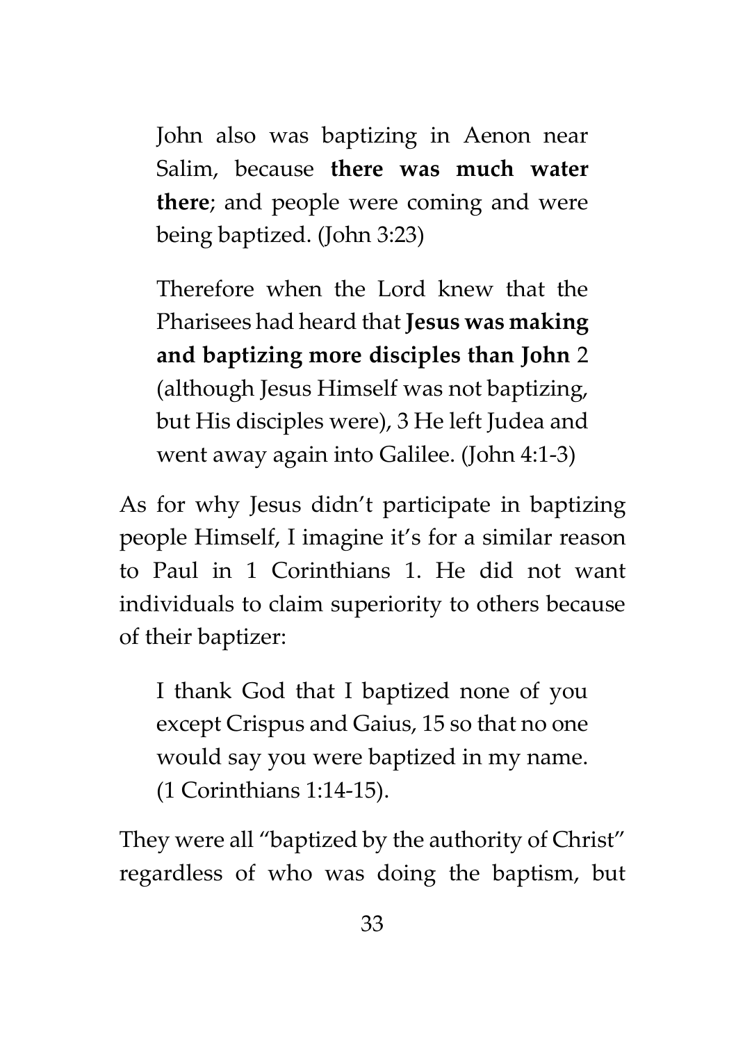> John also was baptizing in Aenon near Salim, because **there was much water there**; and people were coming and were being baptized. (John 3:23)

> Therefore when the Lord knew that the Pharisees had heard that **Jesus was making and baptizing more disciples than John** 2 (although Jesus Himself was not baptizing, but His disciples were), 3 He left Judea and went away again into Galilee. (John 4:1-3)

As for why Jesus didn't participate in baptizing people Himself, I imagine it's for a similar reason to Paul in 1 Corinthians 1. He did not want individuals to claim superiority to others because of their baptizer:

> I thank God that I baptized none of you except Crispus and Gaius, 15 so that no one would say you were baptized in my name. (1 Corinthians 1:14-15).

They were all "baptized by the authority of Christ" regardless of who was doing the baptism, but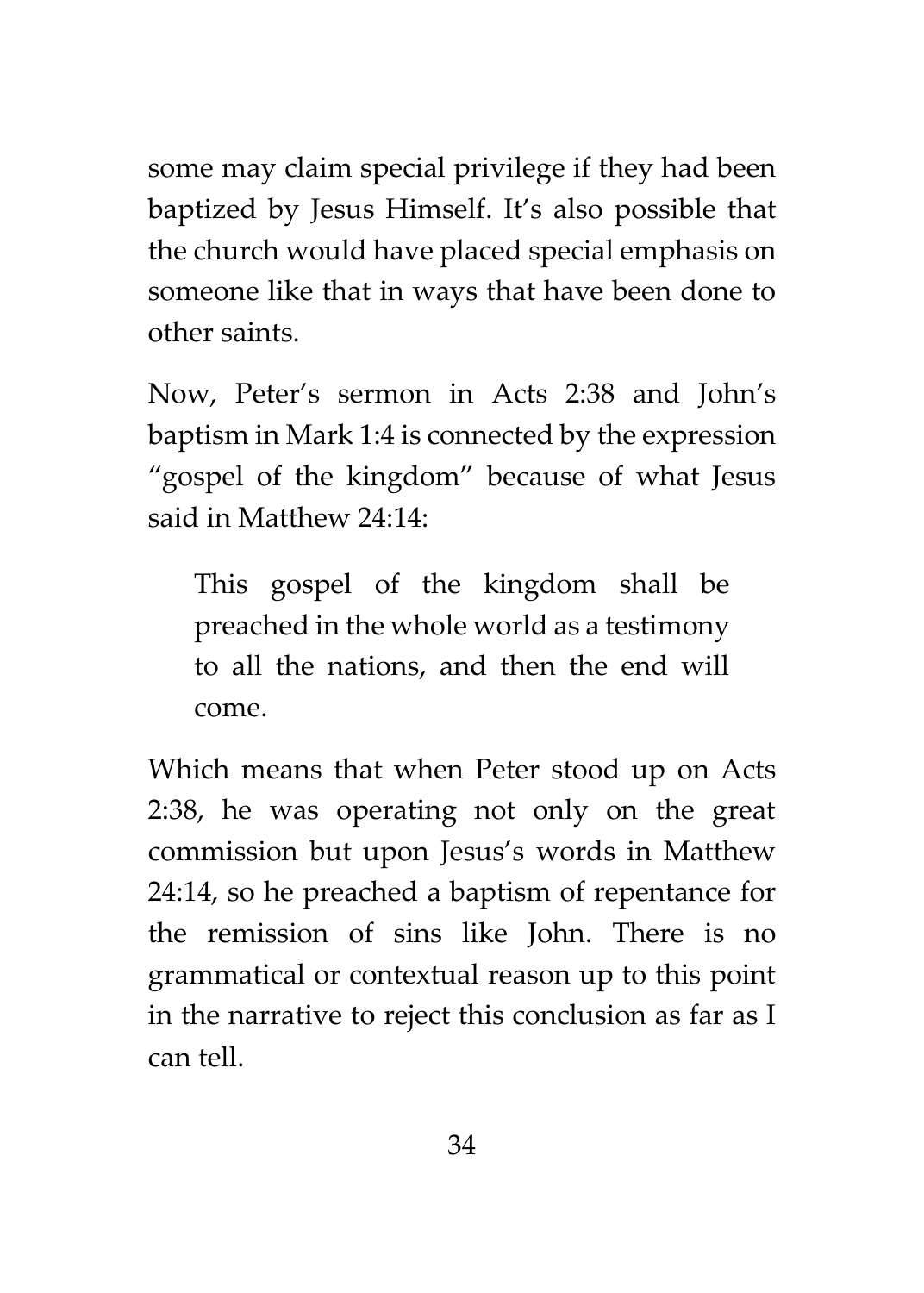some may claim special privilege if they had been baptized by Jesus Himself. It's also possible that the church would have placed special emphasis on someone like that in ways that have been done to other saints.

Now, Peter's sermon in Acts 2:38 and John's baptism in Mark 1:4 is connected by the expression "gospel of the kingdom" because of what Jesus said in Matthew 24:14:

> This gospel of the kingdom shall be preached in the whole world as a testimony to all the nations, and then the end will come.

Which means that when Peter stood up on Acts 2:38, he was operating not only on the great commission but upon Jesus's words in Matthew 24:14, so he preached a baptism of repentance for the remission of sins like John. There is no grammatical or contextual reason up to this point in the narrative to reject this conclusion as far as I can tell.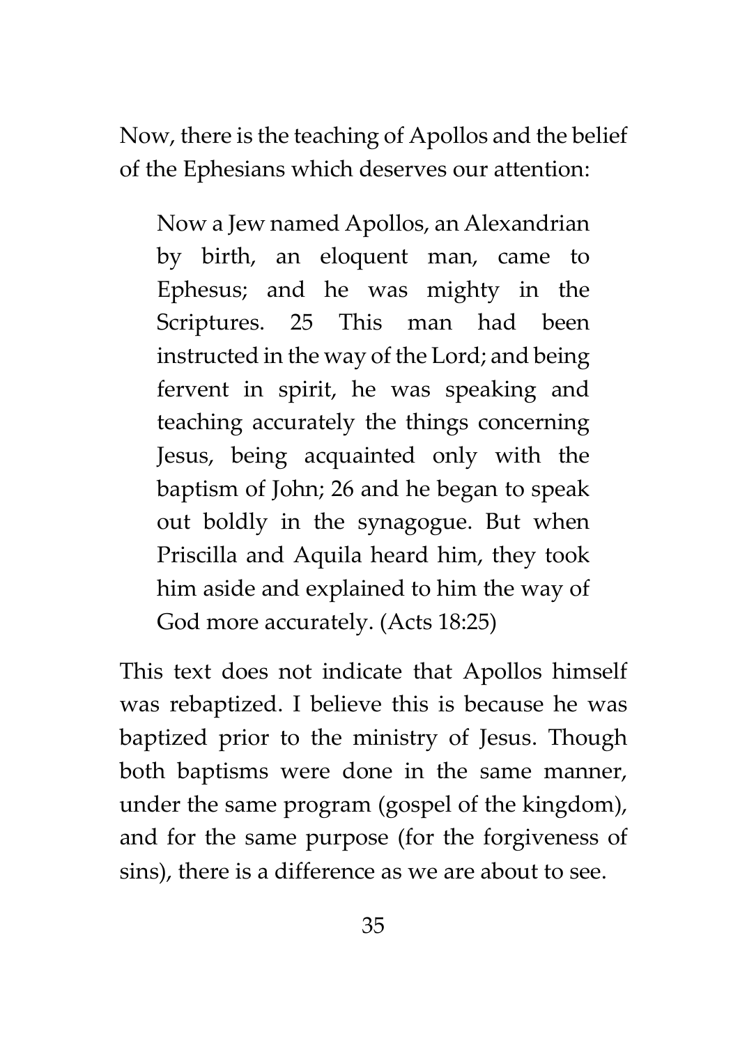Now, there is the teaching of Apollos and the belief of the Ephesians which deserves our attention:

> Now a Jew named Apollos, an Alexandrian by birth, an eloquent man, came to Ephesus; and he was mighty in the Scriptures. 25 This man had been instructed in the way of the Lord; and being fervent in spirit, he was speaking and teaching accurately the things concerning Jesus, being acquainted only with the baptism of John; 26 and he began to speak out boldly in the synagogue. But when Priscilla and Aquila heard him, they took him aside and explained to him the way of God more accurately. (Acts 18:25)

This text does not indicate that Apollos himself was rebaptized. I believe this is because he was baptized prior to the ministry of Jesus. Though both baptisms were done in the same manner, under the same program (gospel of the kingdom), and for the same purpose (for the forgiveness of sins), there is a difference as we are about to see.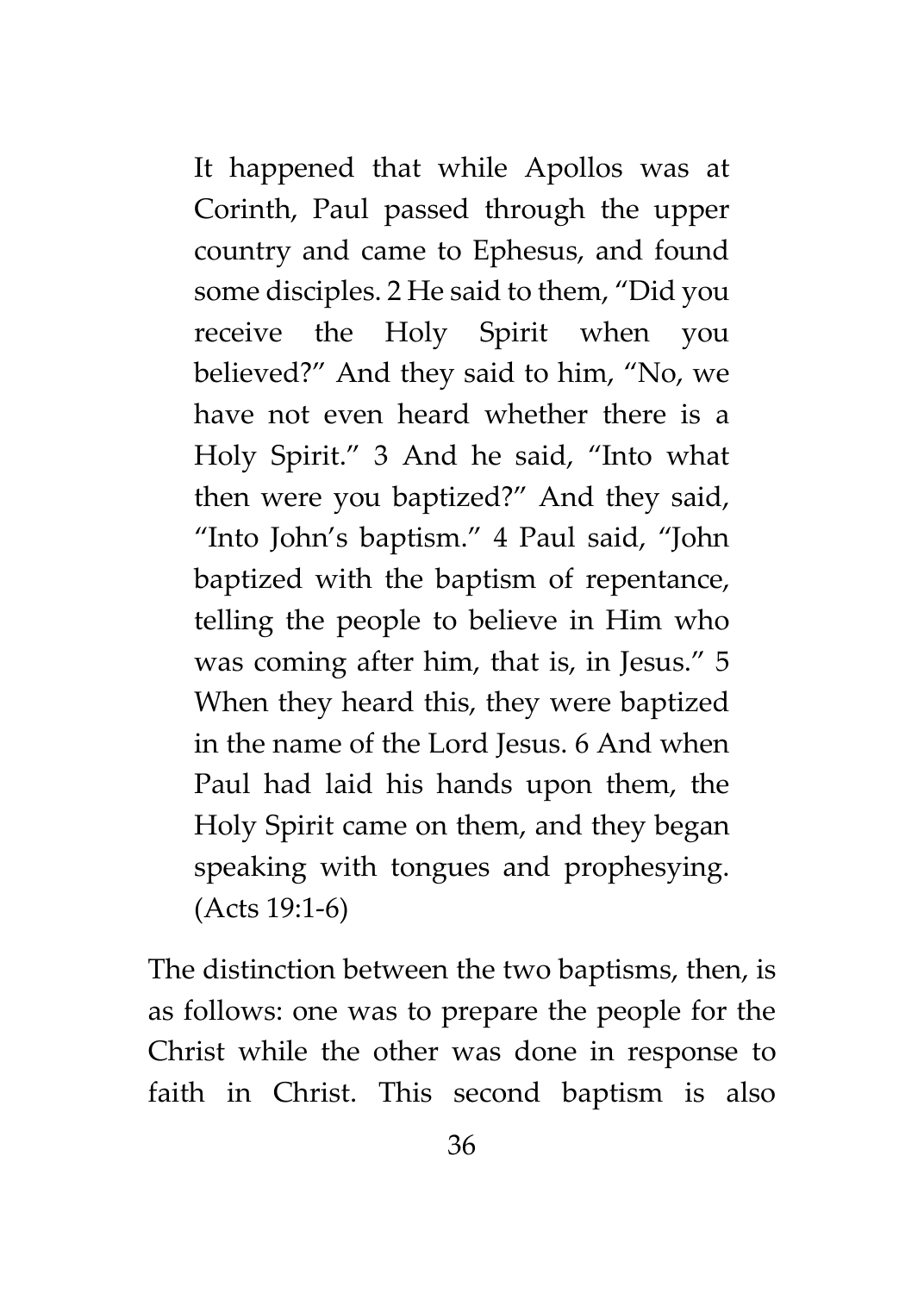> It happened that while Apollos was at Corinth, Paul passed through the upper country and came to Ephesus, and found some disciples. 2 He said to them, "Did you receive the Holy Spirit when you believed?" And they said to him, "No, we have not even heard whether there is a Holy Spirit." 3 And he said, "Into what then were you baptized?" And they said, "Into John's baptism." 4 Paul said, "John baptized with the baptism of repentance, telling the people to believe in Him who was coming after him, that is, in Jesus." 5 When they heard this, they were baptized in the name of the Lord Jesus. 6 And when Paul had laid his hands upon them, the Holy Spirit came on them, and they began speaking with tongues and prophesying. (Acts 19:1-6)

The distinction between the two baptisms, then, is as follows: one was to prepare the people for the Christ while the other was done in response to faith in Christ. This second baptism is also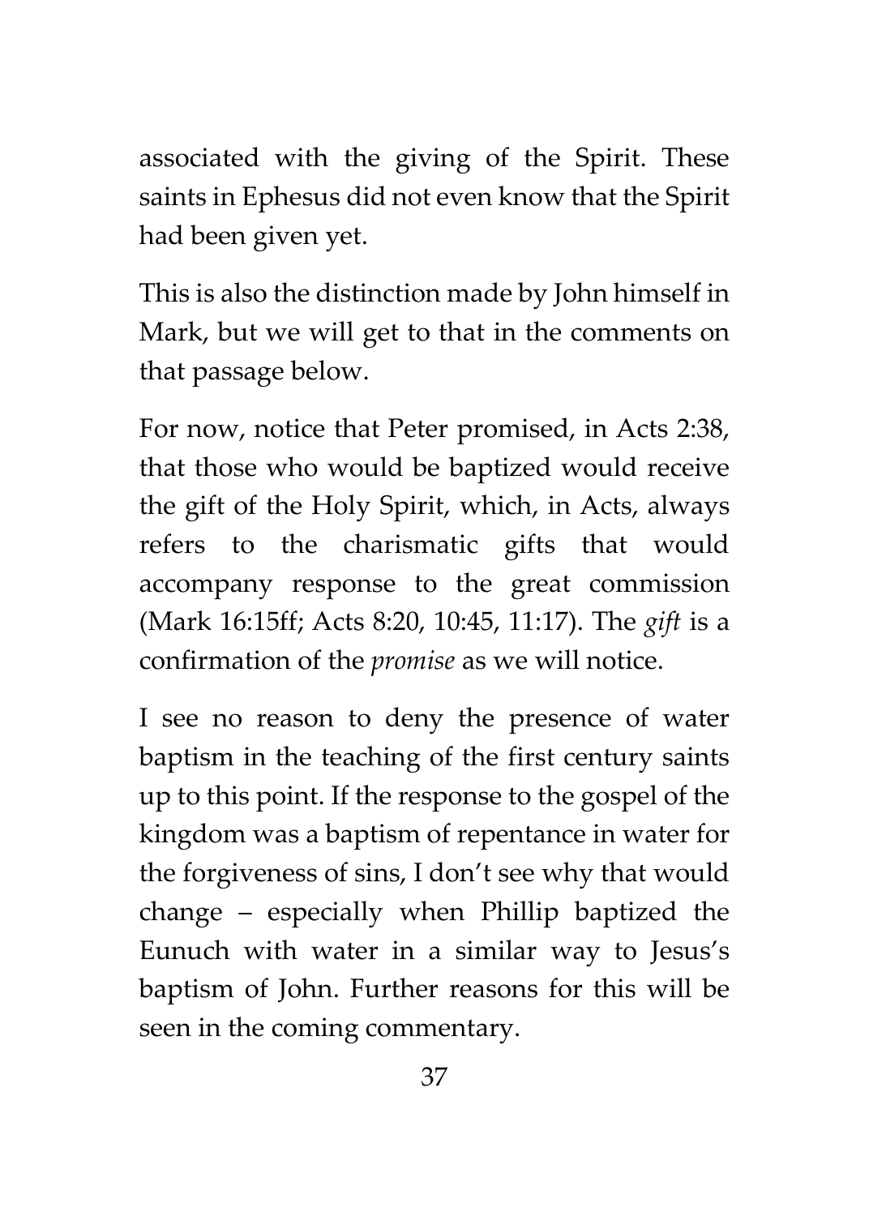associated with the giving of the Spirit. These saints in Ephesus did not even know that the Spirit had been given yet.

This is also the distinction made by John himself in Mark, but we will get to that in the comments on that passage below.

For now, notice that Peter promised, in Acts 2:38, that those who would be baptized would receive the gift of the Holy Spirit, which, in Acts, always refers to the charismatic gifts that would accompany response to the great commission (Mark 16:15ff; Acts 8:20, 10:45, 11:17). The *gift* is a confirmation of the *promise* as we will notice.

I see no reason to deny the presence of water baptism in the teaching of the first century saints up to this point. If the response to the gospel of the kingdom was a baptism of repentance in water for the forgiveness of sins, I don't see why that would change – especially when Phillip baptized the Eunuch with water in a similar way to Jesus's baptism of John. Further reasons for this will be seen in the coming commentary.